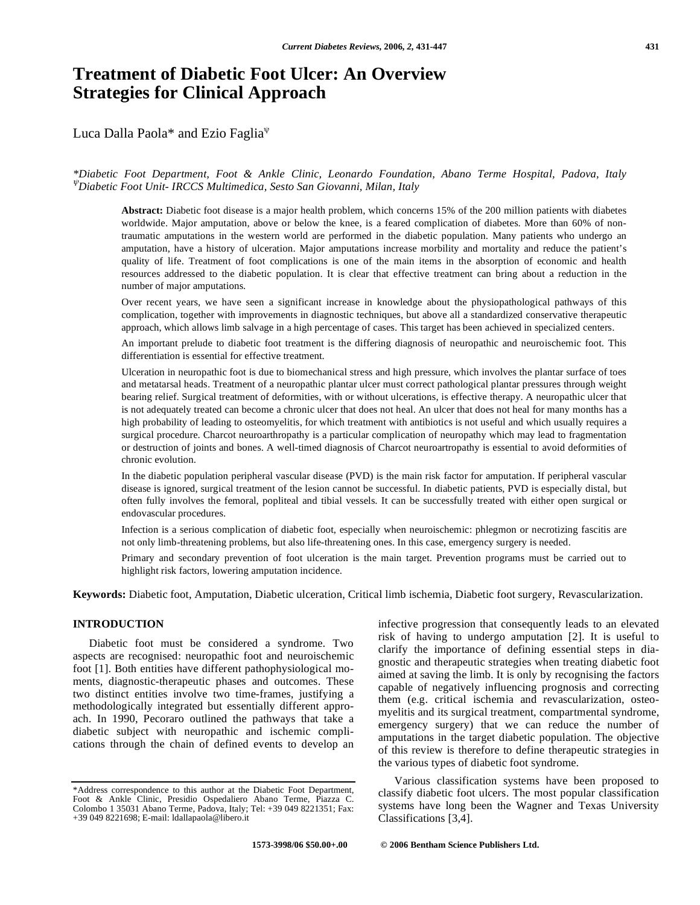# Treatment of Diabetic Foot Ulcer: An Overview Strategies for Clinical Approach

Luca Dalla Paola* and Ezio Faglia[ψ]

*\*Diabetic Foot Department, Foot & Ankle Clinic, Leonardo Foundation, Abano Terme Hospital, Padova, Italy*
*[ψ]Diabetic Foot Unit- IRCCS Multimedica, Sesto San Giovanni, Milan, Italy*

**Abstract:** Diabetic foot disease is a major health problem, which concerns 15% of the 200 million patients with diabetes worldwide. Major amputation, above or below the knee, is a feared complication of diabetes. More than 60% of non-traumatic amputations in the western world are performed in the diabetic population. Many patients who undergo an amputation, have a history of ulceration. Major amputations increase morbidity and mortality and reduce the patient's quality of life. Treatment of foot complications is one of the main items in the absorption of economic and health resources addressed to the diabetic population. It is clear that effective treatment can bring about a reduction in the number of major amputations.

Over recent years, we have seen a significant increase in knowledge about the physiopathological pathways of this complication, together with improvements in diagnostic techniques, but above all a standardized conservative therapeutic approach, which allows limb salvage in a high percentage of cases. This target has been achieved in specialized centers.

An important prelude to diabetic foot treatment is the differing diagnosis of neuropathic and neuroischemic foot. This differentiation is essential for effective treatment.

Ulceration in neuropathic foot is due to biomechanical stress and high pressure, which involves the plantar surface of toes and metatarsal heads. Treatment of a neuropathic plantar ulcer must correct pathological plantar pressures through weight bearing relief. Surgical treatment of deformities, with or without ulcerations, is effective therapy. A neuropathic ulcer that is not adequately treated can become a chronic ulcer that does not heal. An ulcer that does not heal for many months has a high probability of leading to osteomyelitis, for which treatment with antibiotics is not useful and which usually requires a surgical procedure. Charcot neuroarthropathy is a particular complication of neuropathy which may lead to fragmentation or destruction of joints and bones. A well-timed diagnosis of Charcot neuroartropathy is essential to avoid deformities of chronic evolution.

In the diabetic population peripheral vascular disease (PVD) is the main risk factor for amputation. If peripheral vascular disease is ignored, surgical treatment of the lesion cannot be successful. In diabetic patients, PVD is especially distal, but often fully involves the femoral, popliteal and tibial vessels. It can be successfully treated with either open surgical or endovascular procedures.

Infection is a serious complication of diabetic foot, especially when neuroischemic: phlegmon or necrotizing fascitis are not only limb-threatening problems, but also life-threatening ones. In this case, emergency surgery is needed.

Primary and secondary prevention of foot ulceration is the main target. Prevention programs must be carried out to highlight risk factors, lowering amputation incidence.

**Keywords:** Diabetic foot, Amputation, Diabetic ulceration, Critical limb ischemia, Diabetic foot surgery, Revascularization.

## INTRODUCTION

Diabetic foot must be considered a syndrome. Two aspects are recognised: neuropathic foot and neuroischemic foot [1]. Both entities have different pathophysiological moments, diagnostic-therapeutic phases and outcomes. These two distinct entities involve two time-frames, justifying a methodologically integrated but essentially different approach. In 1990, Pecoraro outlined the pathways that take a diabetic subject with neuropathic and ischemic complications through the chain of defined events to develop an infective progression that consequently leads to an elevated risk of having to undergo amputation [2]. It is useful to clarify the importance of defining essential steps in diagnostic and therapeutic strategies when treating diabetic foot aimed at saving the limb. It is only by recognising the factors capable of negatively influencing prognosis and correcting them (e.g. critical ischemia and revascularization, osteomyelitis and its surgical treatment, compartmental syndrome, emergency surgery) that we can reduce the number of amputations in the target diabetic population. The objective of this review is therefore to define therapeutic strategies in the various types of diabetic foot syndrome.

Various classification systems have been proposed to classify diabetic foot ulcers. The most popular classification systems have long been the Wagner and Texas University Classifications [3,4].

\*Address correspondence to this author at the Diabetic Foot Department, Foot & Ankle Clinic, Presidio Ospedaliero Abano Terme, Piazza C. Colombo 1 35031 Abano Terme, Padova, Italy; Tel: +39 049 8221351; Fax: +39 049 8221698; E-mail: ldallapaola@libero.it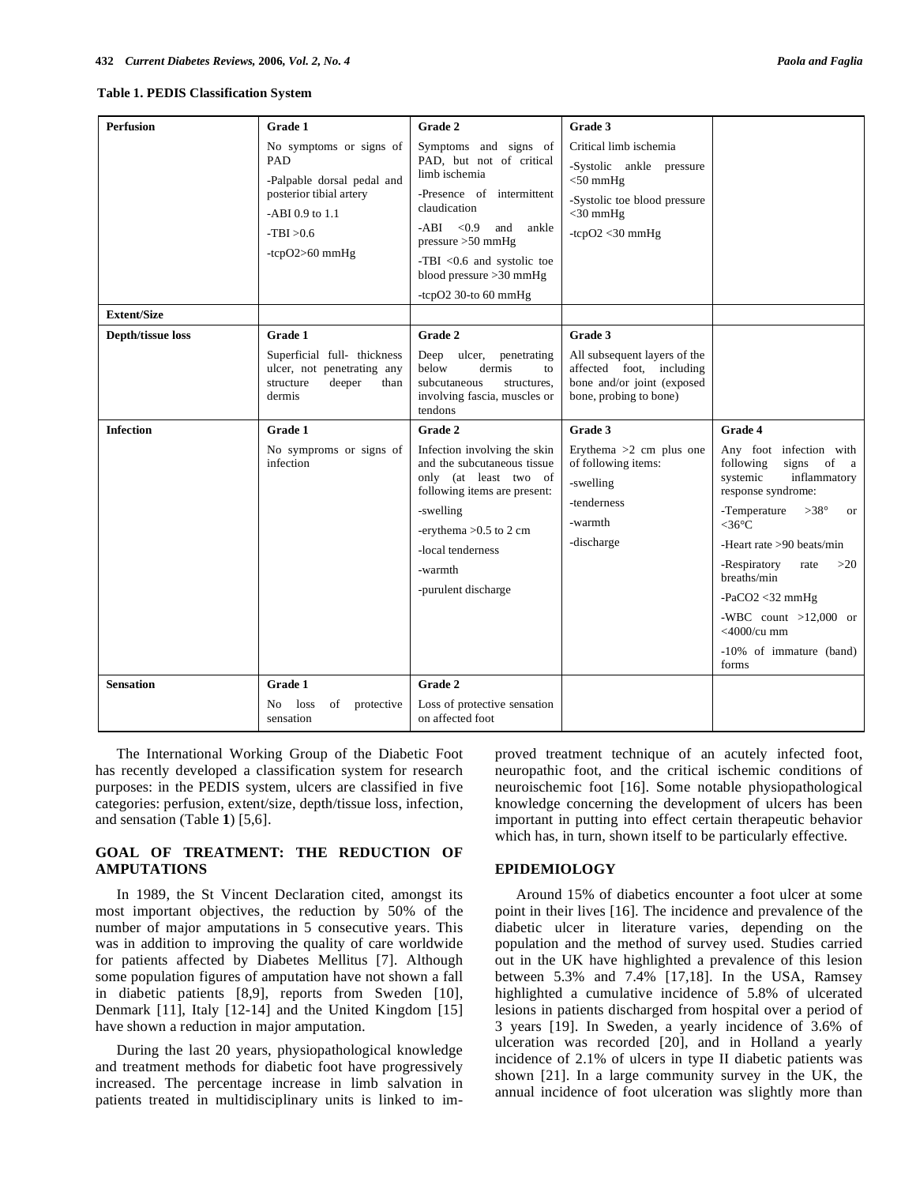**Table 1. PEDIS Classification System**

| | | | | |
|---|---|---|---|---|
| **Perfusion** | **Grade 1**<br>No symptoms or signs of PAD<br>-Palpable dorsal pedal and posterior tibial artery<br>-ABI 0.9 to 1.1<br>-TBI >0.6<br>-tcpO2>60 mmHg | **Grade 2**<br>Symptoms and signs of PAD, but not of critical limb ischemia<br>-Presence of intermittent claudication<br>-ABI <0.9 and ankle pressure >50 mmHg<br>-TBI <0.6 and systolic toe blood pressure >30 mmHg<br>-tcpO2 30-to 60 mmHg | **Grade 3**<br>Critical limb ischemia<br>-Systolic ankle pressure <50 mmHg<br>-Systolic toe blood pressure <30 mmHg<br>-tcpO2 <30 mmHg | |
| **Extent/Size** | | | | |
| **Depth/tissue loss** | **Grade 1**<br>Superficial full- thickness ulcer, not penetrating any structure deeper than dermis | **Grade 2**<br>Deep ulcer, penetrating below dermis to subcutaneous structures, involving fascia, muscles or tendons | **Grade 3**<br>All subsequent layers of the affected foot, including bone and/or joint (exposed bone, probing to bone) | |
| **Infection** | **Grade 1**<br>No sympроms or signs of infection | **Grade 2**<br>Infection involving the skin and the subcutaneous tissue only (at least two of following items are present:<br>-swelling<br>-erythema >0.5 to 2 cm<br>-local tenderness<br>-warmth<br>-purulent discharge | **Grade 3**<br>Erythema >2 cm plus one of following items:<br>-swelling<br>-tenderness<br>-warmth<br>-discharge | **Grade 4**<br>Any foot infection with following signs of a systemic inflammatory response syndrome:<br>-Temperature >38° or <36°C<br>-Heart rate >90 beats/min<br>-Respiratory rate >20 breaths/min<br>-PaCO2 <32 mmHg<br>-WBC count >12,000 or <4000/cu mm<br>-10% of immature (band) forms |
| **Sensation** | **Grade 1**<br>No loss of protective sensation | **Grade 2**<br>Loss of protective sensation on affected foot | | |

The International Working Group of the Diabetic Foot has recently developed a classification system for research purposes: in the PEDIS system, ulcers are classified in five categories: perfusion, extent/size, depth/tissue loss, infection, and sensation (Table **1**) [5,6].

## GOAL OF TREATMENT: THE REDUCTION OF AMPUTATIONS

In 1989, the St Vincent Declaration cited, amongst its most important objectives, the reduction by 50% of the number of major amputations in 5 consecutive years. This was in addition to improving the quality of care worldwide for patients affected by Diabetes Mellitus [7]. Although some population figures of amputation have not shown a fall in diabetic patients [8,9], reports from Sweden [10], Denmark [11], Italy [12-14] and the United Kingdom [15] have shown a reduction in major amputation.

During the last 20 years, physiopathological knowledge and treatment methods for diabetic foot have progressively increased. The percentage increase in limb salvation in patients treated in multidisciplinary units is linked to improved treatment technique of an acutely infected foot, neuropathic foot, and the critical ischemic conditions of neuroischemic foot [16]. Some notable physiopathological knowledge concerning the development of ulcers has been important in putting into effect certain therapeutic behavior which has, in turn, shown itself to be particularly effective.

## EPIDEMIOLOGY

Around 15% of diabetics encounter a foot ulcer at some point in their lives [16]. The incidence and prevalence of the diabetic ulcer in literature varies, depending on the population and the method of survey used. Studies carried out in the UK have highlighted a prevalence of this lesion between 5.3% and 7.4% [17,18]. In the USA, Ramsey highlighted a cumulative incidence of 5.8% of ulcerated lesions in patients discharged from hospital over a period of 3 years [19]. In Sweden, a yearly incidence of 3.6% of ulceration was recorded [20], and in Holland a yearly incidence of 2.1% of ulcers in type II diabetic patients was shown [21]. In a large community survey in the UK, the annual incidence of foot ulceration was slightly more than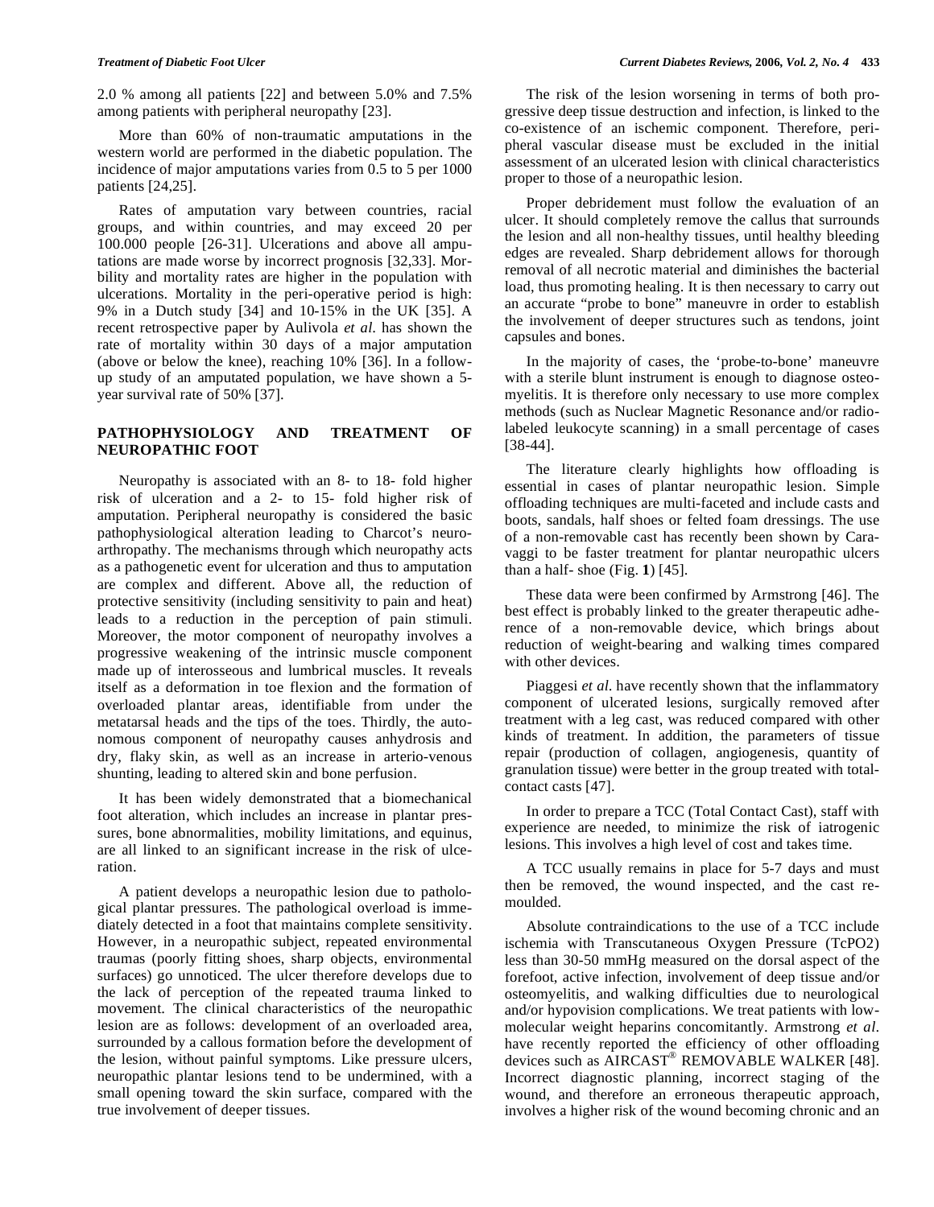2.0 % among all patients [22] and between 5.0% and 7.5% among patients with peripheral neuropathy [23].

More than 60% of non-traumatic amputations in the western world are performed in the diabetic population. The incidence of major amputations varies from 0.5 to 5 per 1000 patients [24,25].

Rates of amputation vary between countries, racial groups, and within countries, and may exceed 20 per 100.000 people [26-31]. Ulcerations and above all amputations are made worse by incorrect prognosis [32,33]. Morbility and mortality rates are higher in the population with ulcerations. Mortality in the peri-operative period is high: 9% in a Dutch study [34] and 10-15% in the UK [35]. A recent retrospective paper by Aulivola *et al.* has shown the rate of mortality within 30 days of a major amputation (above or below the knee), reaching 10% [36]. In a follow-up study of an amputated population, we have shown a 5-year survival rate of 50% [37].

## PATHOPHYSIOLOGY AND TREATMENT OF NEUROPATHIC FOOT

Neuropathy is associated with an 8- to 18- fold higher risk of ulceration and a 2- to 15- fold higher risk of amputation. Peripheral neuropathy is considered the basic pathophysiological alteration leading to Charcot's neuro-arthropathy. The mechanisms through which neuropathy acts as a pathogenetic event for ulceration and thus to amputation are complex and different. Above all, the reduction of protective sensitivity (including sensitivity to pain and heat) leads to a reduction in the perception of pain stimuli. Moreover, the motor component of neuropathy involves a progressive weakening of the intrinsic muscle component made up of interosseous and lumbrical muscles. It reveals itself as a deformation in toe flexion and the formation of overloaded plantar areas, identifiable from under the metatarsal heads and the tips of the toes. Thirdly, the autonomous component of neuropathy causes anhydrosis and dry, flaky skin, as well as an increase in arterio-venous shunting, leading to altered skin and bone perfusion.

It has been widely demonstrated that a biomechanical foot alteration, which includes an increase in plantar pressures, bone abnormalities, mobility limitations, and equinus, are all linked to an significant increase in the risk of ulceration.

A patient develops a neuropathic lesion due to pathological plantar pressures. The pathological overload is immediately detected in a foot that maintains complete sensitivity. However, in a neuropathic subject, repeated environmental traumas (poorly fitting shoes, sharp objects, environmental surfaces) go unnoticed. The ulcer therefore develops due to the lack of perception of the repeated trauma linked to movement. The clinical characteristics of the neuropathic lesion are as follows: development of an overloaded area, surrounded by a callous formation before the development of the lesion, without painful symptoms. Like pressure ulcers, neuropathic plantar lesions tend to be undermined, with a small opening toward the skin surface, compared with the true involvement of deeper tissues.

The risk of the lesion worsening in terms of both progressive deep tissue destruction and infection, is linked to the co-existence of an ischemic component. Therefore, peripheral vascular disease must be excluded in the initial assessment of an ulcerated lesion with clinical characteristics proper to those of a neuropathic lesion.

Proper debridement must follow the evaluation of an ulcer. It should completely remove the callus that surrounds the lesion and all non-healthy tissues, until healthy bleeding edges are revealed. Sharp debridement allows for thorough removal of all necrotic material and diminishes the bacterial load, thus promoting healing. It is then necessary to carry out an accurate "probe to bone" maneuvre in order to establish the involvement of deeper structures such as tendons, joint capsules and bones.

In the majority of cases, the 'probe-to-bone' maneuvre with a sterile blunt instrument is enough to diagnose osteomyelitis. It is therefore only necessary to use more complex methods (such as Nuclear Magnetic Resonance and/or radio-labeled leukocyte scanning) in a small percentage of cases [38-44].

The literature clearly highlights how offloading is essential in cases of plantar neuropathic lesion. Simple offloading techniques are multi-faceted and include casts and boots, sandals, half shoes or felted foam dressings. The use of a non-removable cast has recently been shown by Caravaggi to be faster treatment for plantar neuropathic ulcers than a half- shoe (Fig. **1**) [45].

These data were been confirmed by Armstrong [46]. The best effect is probably linked to the greater therapeutic adherence of a non-removable device, which brings about reduction of weight-bearing and walking times compared with other devices.

Piaggesi *et al.* have recently shown that the inflammatory component of ulcerated lesions, surgically removed after treatment with a leg cast, was reduced compared with other kinds of treatment. In addition, the parameters of tissue repair (production of collagen, angiogenesis, quantity of granulation tissue) were better in the group treated with total-contact casts [47].

In order to prepare a TCC (Total Contact Cast), staff with experience are needed, to minimize the risk of iatrogenic lesions. This involves a high level of cost and takes time.

A TCC usually remains in place for 5-7 days and must then be removed, the wound inspected, and the cast re-moulded.

Absolute contraindications to the use of a TCC include ischemia with Transcutaneous Oxygen Pressure (TcPO2) less than 30-50 mmHg measured on the dorsal aspect of the forefoot, active infection, involvement of deep tissue and/or osteomyelitis, and walking difficulties due to neurological and/or hypovision complications. We treat patients with low-molecular weight heparins concomitantly. Armstrong *et al.* have recently reported the efficiency of other offloading devices such as AIRCAST® REMOVABLE WALKER [48]. Incorrect diagnostic planning, incorrect staging of the wound, and therefore an erroneous therapeutic approach, involves a higher risk of the wound becoming chronic and an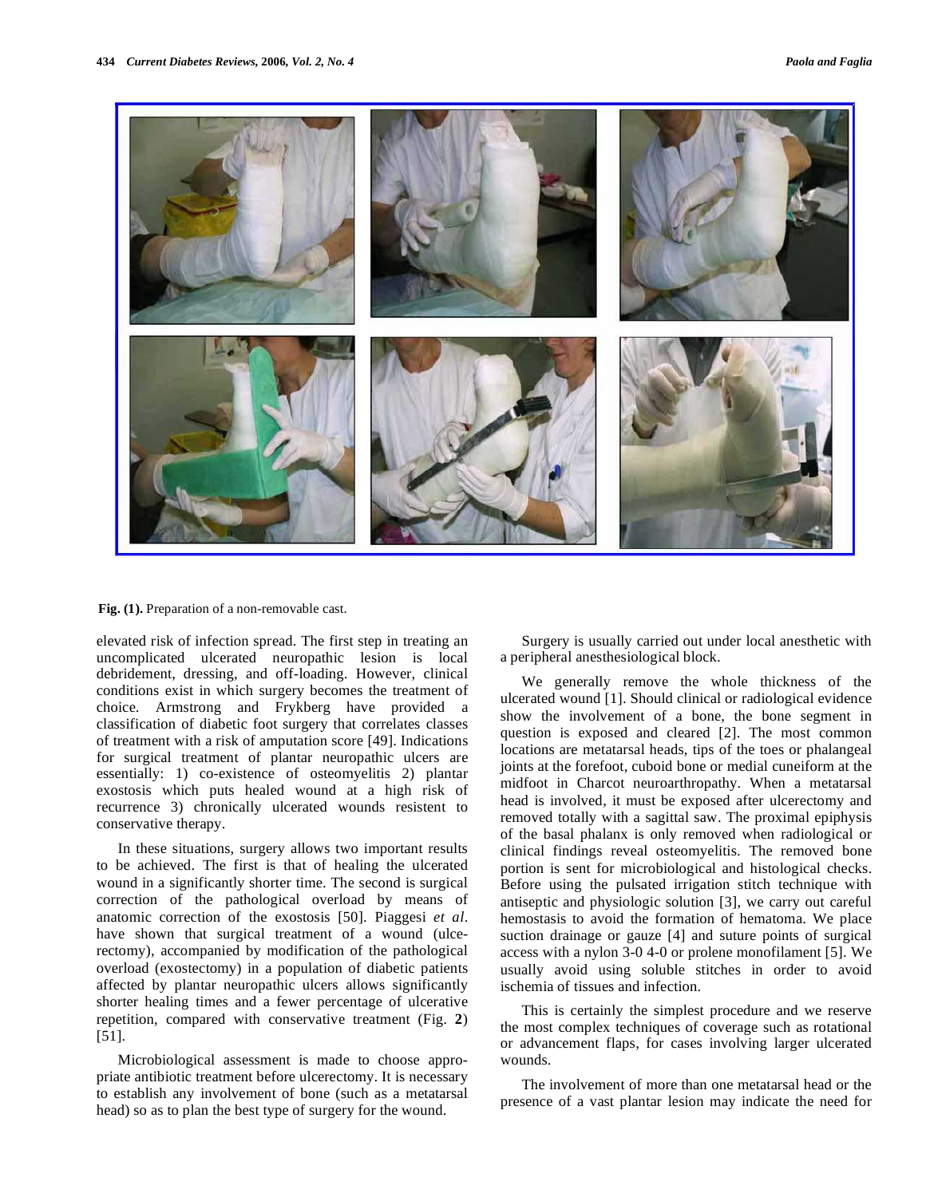Fig. (1). Preparation of a non-removable cast.

elevated risk of infection spread. The first step in treating an uncomplicated ulcerated neuropathic lesion is local debridement, dressing, and off-loading. However, clinical conditions exist in which surgery becomes the treatment of choice. Armstrong and Frykberg have provided a classification of diabetic foot surgery that correlates classes of treatment with a risk of amputation score [49]. Indications for surgical treatment of plantar neuropathic ulcers are essentially: 1) co-existence of osteomyelitis 2) plantar exostosis which puts healed wound at a high risk of recurrence 3) chronically ulcerated wounds resistent to conservative therapy.

In these situations, surgery allows two important results to be achieved. The first is that of healing the ulcerated wound in a significantly shorter time. The second is surgical correction of the pathological overload by means of anatomic correction of the exostosis [50]. Piaggesi *et al*. have shown that surgical treatment of a wound (ulcerectomy), accompanied by modification of the pathological overload (exostectomy) in a population of diabetic patients affected by plantar neuropathic ulcers allows significantly shorter healing times and a fewer percentage of ulcerative repetition, compared with conservative treatment (Fig. **2**) [51].

Microbiological assessment is made to choose appropriate antibiotic treatment before ulcerectomy. It is necessary to establish any involvement of bone (such as a metatarsal head) so as to plan the best type of surgery for the wound.

Surgery is usually carried out under local anesthetic with a peripheral anesthesiological block.

We generally remove the whole thickness of the ulcerated wound [1]. Should clinical or radiological evidence show the involvement of a bone, the bone segment in question is exposed and cleared [2]. The most common locations are metatarsal heads, tips of the toes or phalangeal joints at the forefoot, cuboid bone or medial cuneiform at the midfoot in Charcot neuroarthropathy. When a metatarsal head is involved, it must be exposed after ulcerectomy and removed totally with a sagittal saw. The proximal epiphysis of the basal phalanx is only removed when radiological or clinical findings reveal osteomyelitis. The removed bone portion is sent for microbiological and histological checks. Before using the pulsated irrigation stitch technique with antiseptic and physiologic solution [3], we carry out careful hemostasis to avoid the formation of hematoma. We place suction drainage or gauze [4] and suture points of surgical access with a nylon 3-0 4-0 or prolene monofilament [5]. We usually avoid using soluble stitches in order to avoid ischemia of tissues and infection.

This is certainly the simplest procedure and we reserve the most complex techniques of coverage such as rotational or advancement flaps, for cases involving larger ulcerated wounds.

The involvement of more than one metatarsal head or the presence of a vast plantar lesion may indicate the need for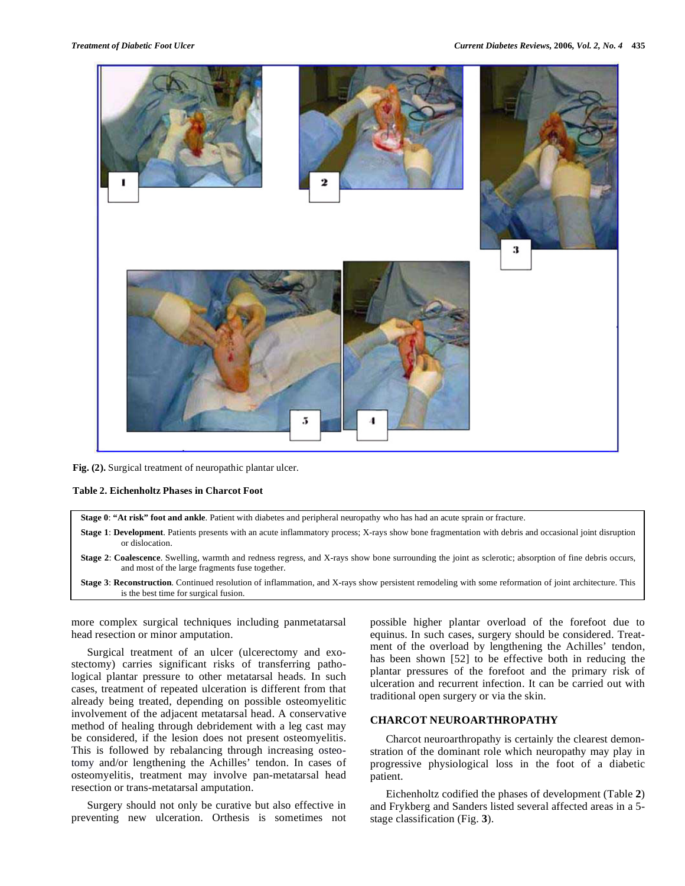Fig. (2). Surgical treatment of neuropathic plantar ulcer.

**Table 2. Eichenholtz Phases in Charcot Foot**

| |
|---|
| **Stage 0**: **"At risk" foot and ankle**. Patient with diabetes and peripheral neuropathy who has had an acute sprain or fracture. |
| **Stage 1**: **Development**. Patients presents with an acute inflammatory process; X-rays show bone fragmentation with debris and occasional joint disruption or dislocation. |
| **Stage 2**: **Coalescence**. Swelling, warmth and redness regress, and X-rays show bone surrounding the joint as sclerotic; absorption of fine debris occurs, and most of the large fragments fuse together. |
| **Stage 3**: **Reconstruction**. Continued resolution of inflammation, and X-rays show persistent remodeling with some reformation of joint architecture. This is the best time for surgical fusion. |

more complex surgical techniques including panmetatarsal head resection or minor amputation.

Surgical treatment of an ulcer (ulcerectomy and exostectomy) carries significant risks of transferring pathological plantar pressure to other metatarsal heads. In such cases, treatment of repeated ulceration is different from that already being treated, depending on possible osteomyelitic involvement of the adjacent metatarsal head. A conservative method of healing through debridement with a leg cast may be considered, if the lesion does not present osteomyelitis. This is followed by rebalancing through increasing osteotomy and/or lengthening the Achilles' tendon. In cases of osteomyelitis, treatment may involve pan-metatarsal head resection or trans-metatarsal amputation.

Surgery should not only be curative but also effective in preventing new ulceration. Orthesis is sometimes not possible higher plantar overload of the forefoot due to equinus. In such cases, surgery should be considered. Treatment of the overload by lengthening the Achilles' tendon, has been shown [52] to be effective both in reducing the plantar pressures of the forefoot and the primary risk of ulceration and recurrent infection. It can be carried out with traditional open surgery or via the skin.

## CHARCOT NEUROARTHROPATHY

Charcot neuroarthropathy is certainly the clearest demonstration of the dominant role which neuropathy may play in progressive physiological loss in the foot of a diabetic patient.

Eichenholtz codified the phases of development (Table **2**) and Frykberg and Sanders listed several affected areas in a 5-stage classification (Fig. **3**).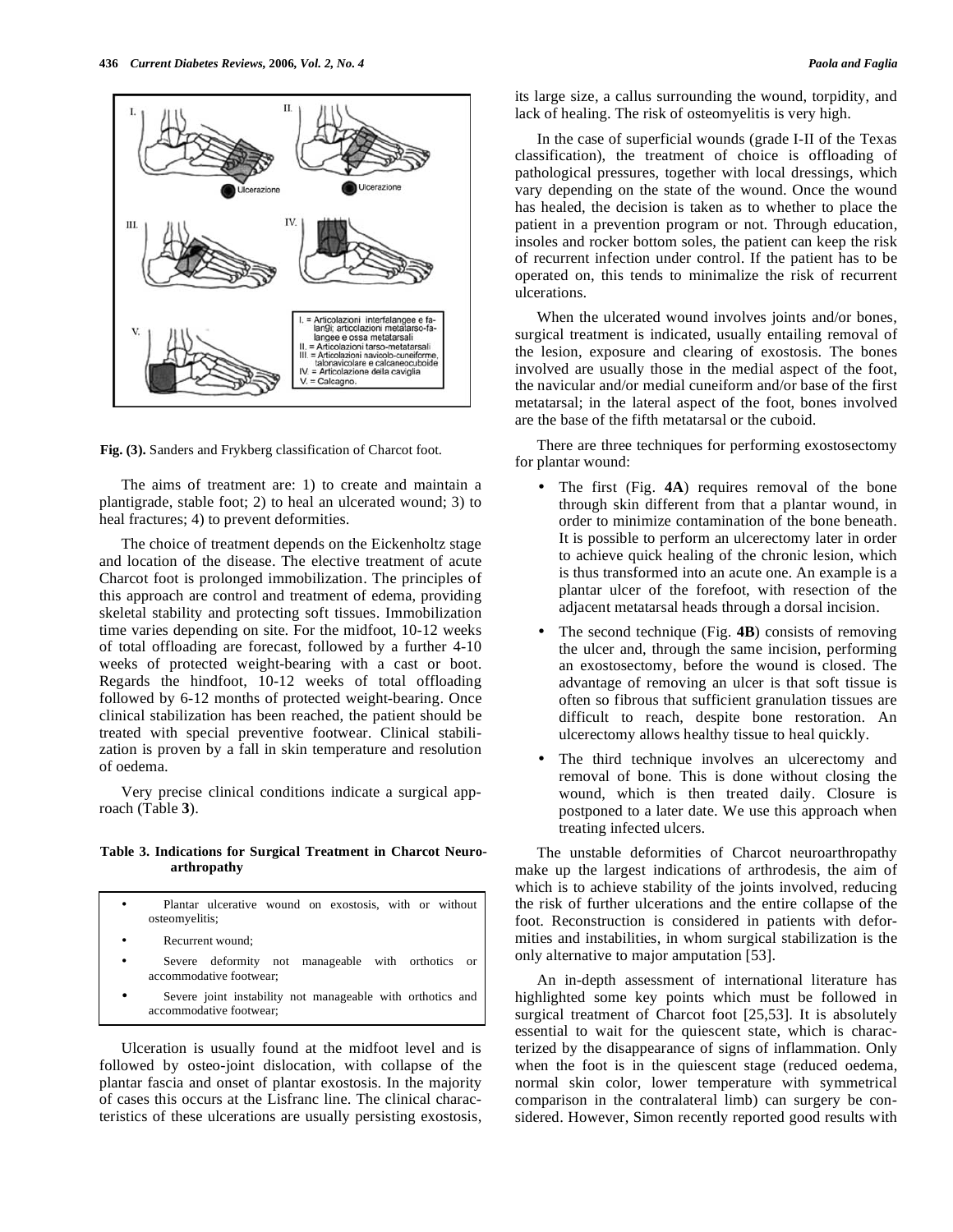Fig. (3). Sanders and Frykberg classification of Charcot foot.

The aims of treatment are: 1) to create and maintain a plantigrade, stable foot; 2) to heal an ulcerated wound; 3) to heal fractures; 4) to prevent deformities.

The choice of treatment depends on the Eickenholtz stage and location of the disease. The elective treatment of acute Charcot foot is prolonged immobilization. The principles of this approach are control and treatment of edema, providing skeletal stability and protecting soft tissues. Immobilization time varies depending on site. For the midfoot, 10-12 weeks of total offloading are forecast, followed by a further 4-10 weeks of protected weight-bearing with a cast or boot. Regards the hindfoot, 10-12 weeks of total offloading followed by 6-12 months of protected weight-bearing. Once clinical stabilization has been reached, the patient should be treated with special preventive footwear. Clinical stabilization is proven by a fall in skin temperature and resolution of oedema.

Very precise clinical conditions indicate a surgical approach (Table **3**).

**Table 3. Indications for Surgical Treatment in Charcot Neuroarthropathy**

- Plantar ulcerative wound on exostosis, with or without osteomyelitis;
- Recurrent wound;
- Severe deformity not manageable with orthotics or accommodative footwear;
- Severe joint instability not manageable with orthotics and accommodative footwear;

Ulceration is usually found at the midfoot level and is followed by osteo-joint dislocation, with collapse of the plantar fascia and onset of plantar exostosis. In the majority of cases this occurs at the Lisfranc line. The clinical characteristics of these ulcerations are usually persisting exostosis, its large size, a callus surrounding the wound, torpidity, and lack of healing. The risk of osteomyelitis is very high.

In the case of superficial wounds (grade I-II of the Texas classification), the treatment of choice is offloading of pathological pressures, together with local dressings, which vary depending on the state of the wound. Once the wound has healed, the decision is taken as to whether to place the patient in a prevention program or not. Through education, insoles and rocker bottom soles, the patient can keep the risk of recurrent infection under control. If the patient has to be operated on, this tends to minimalize the risk of recurrent ulcerations.

When the ulcerated wound involves joints and/or bones, surgical treatment is indicated, usually entailing removal of the lesion, exposure and clearing of exostosis. The bones involved are usually those in the medial aspect of the foot, the navicular and/or medial cuneiform and/or base of the first metatarsal; in the lateral aspect of the foot, bones involved are the base of the fifth metatarsal or the cuboid.

There are three techniques for performing exostosectomy for plantar wound:

- The first (Fig. **4A**) requires removal of the bone through skin different from that a plantar wound, in order to minimize contamination of the bone beneath. It is possible to perform an ulcerectomy later in order to achieve quick healing of the chronic lesion, which is thus transformed into an acute one. An example is a plantar ulcer of the forefoot, with resection of the adjacent metatarsal heads through a dorsal incision.
- The second technique (Fig. **4B**) consists of removing the ulcer and, through the same incision, performing an exostosectomy, before the wound is closed. The advantage of removing an ulcer is that soft tissue is often so fibrous that sufficient granulation tissues are difficult to reach, despite bone restoration. An ulcerectomy allows healthy tissue to heal quickly.
- The third technique involves an ulcerectomy and removal of bone. This is done without closing the wound, which is then treated daily. Closure is postponed to a later date. We use this approach when treating infected ulcers.

The unstable deformities of Charcot neuroarthropathy make up the largest indications of arthrodesis, the aim of which is to achieve stability of the joints involved, reducing the risk of further ulcerations and the entire collapse of the foot. Reconstruction is considered in patients with deformities and instabilities, in whom surgical stabilization is the only alternative to major amputation [53].

An in-depth assessment of international literature has highlighted some key points which must be followed in surgical treatment of Charcot foot [25,53]. It is absolutely essential to wait for the quiescent state, which is characterized by the disappearance of signs of inflammation. Only when the foot is in the quiescent stage (reduced oedema, normal skin color, lower temperature with symmetrical comparison in the contralateral limb) can surgery be considered. However, Simon recently reported good results with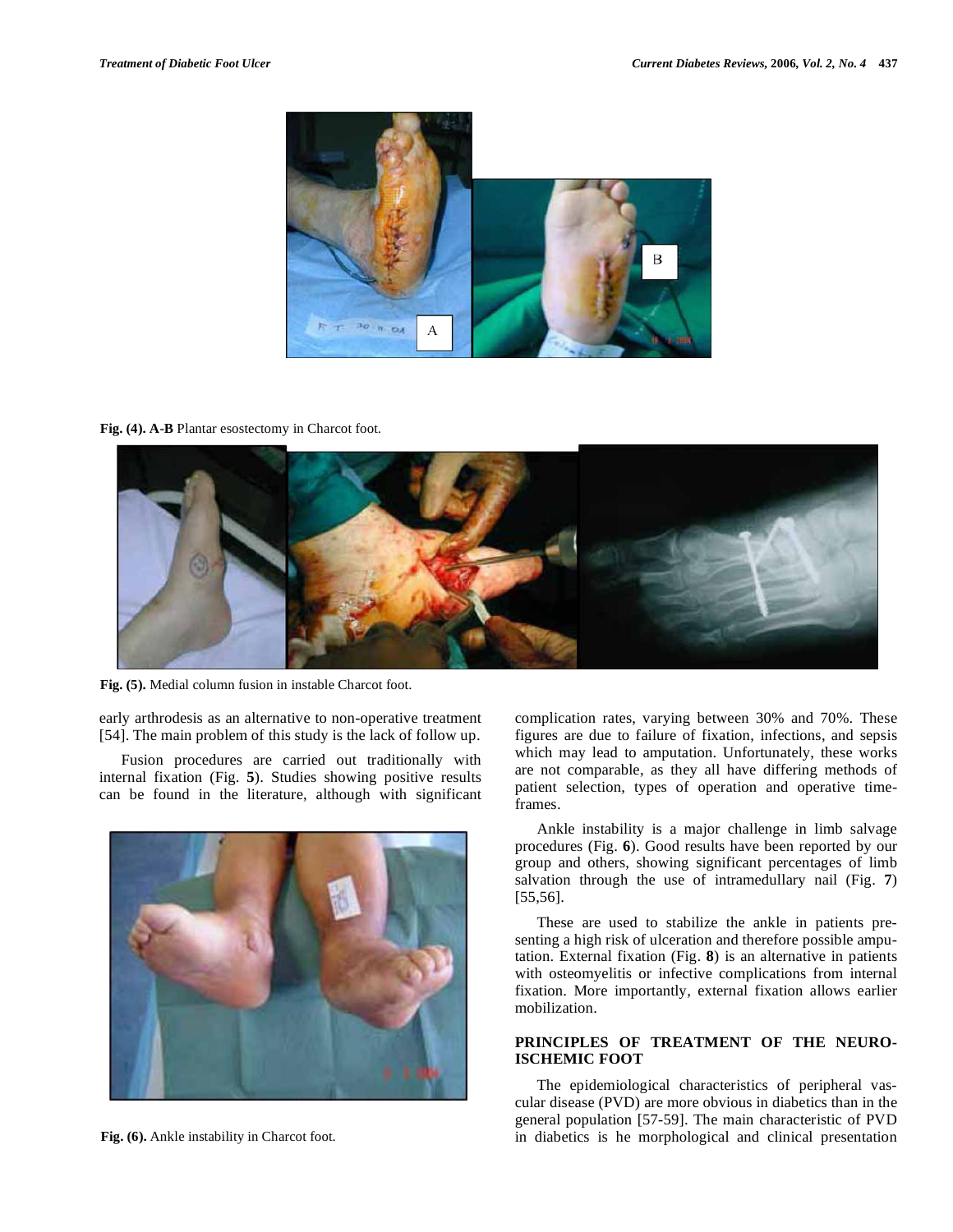Fig. (4). A-B Plantar esostectomy in Charcot foot.

Fig. (5). Medial column fusion in instable Charcot foot.

early arthrodesis as an alternative to non-operative treatment [54]. The main problem of this study is the lack of follow up.

Fusion procedures are carried out traditionally with internal fixation (Fig. **5**). Studies showing positive results can be found in the literature, although with significant complication rates, varying between 30% and 70%. These figures are due to failure of fixation, infections, and sepsis which may lead to amputation. Unfortunately, these works are not comparable, as they all have differing methods of patient selection, types of operation and operative time-frames.

Fig. (6). Ankle instability in Charcot foot.

Ankle instability is a major challenge in limb salvage procedures (Fig. **6**). Good results have been reported by our group and others, showing significant percentages of limb salvation through the use of intramedullary nail (Fig. **7**) [55,56].

These are used to stabilize the ankle in patients presenting a high risk of ulceration and therefore possible amputation. External fixation (Fig. **8**) is an alternative in patients with osteomyelitis or infective complications from internal fixation. More importantly, external fixation allows earlier mobilization.

## PRINCIPLES OF TREATMENT OF THE NEURO-ISCHEMIC FOOT

The epidemiological characteristics of peripheral vascular disease (PVD) are more obvious in diabetics than in the general population [57-59]. The main characteristic of PVD in diabetics is he morphological and clinical presentation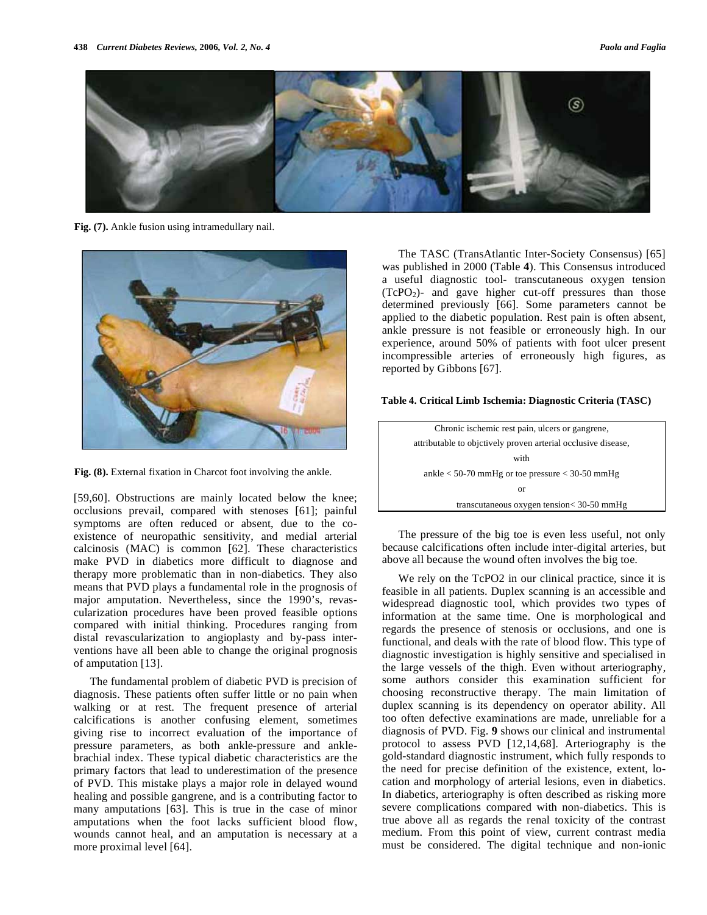Fig. (7). Ankle fusion using intramedullary nail.

Fig. (8). External fixation in Charcot foot involving the ankle.

[59,60]. Obstructions are mainly located below the knee; occlusions prevail, compared with stenoses [61]; painful symptoms are often reduced or absent, due to the co-existence of neuropathic sensitivity, and medial arterial calcinosis (MAC) is common [62]. These characteristics make PVD in diabetics more difficult to diagnose and therapy more problematic than in non-diabetics. They also means that PVD plays a fundamental role in the prognosis of major amputation. Nevertheless, since the 1990's, revascularization procedures have been proved feasible options compared with initial thinking. Procedures ranging from distal revascularization to angioplasty and by-pass interventions have all been able to change the original prognosis of amputation [13].

The fundamental problem of diabetic PVD is precision of diagnosis. These patients often suffer little or no pain when walking or at rest. The frequent presence of arterial calcifications is another confusing element, sometimes giving rise to incorrect evaluation of the importance of pressure parameters, as both ankle-pressure and ankle-brachial index. These typical diabetic characteristics are the primary factors that lead to underestimation of the presence of PVD. This mistake plays a major role in delayed wound healing and possible gangrene, and is a contributing factor to many amputations [63]. This is true in the case of minor amputations when the foot lacks sufficient blood flow, wounds cannot heal, and an amputation is necessary at a more proximal level [64].

The TASC (TransAtlantic Inter-Society Consensus) [65] was published in 2000 (Table **4**). This Consensus introduced a useful diagnostic tool- transcutaneous oxygen tension ($TcPO_2$)- and gave higher cut-off pressures than those determined previously [66]. Some parameters cannot be applied to the diabetic population. Rest pain is often absent, ankle pressure is not feasible or erroneously high. In our experience, around 50% of patients with foot ulcer present incompressible arteries of erroneously high figures, as reported by Gibbons [67].

**Table 4. Critical Limb Ischemia: Diagnostic Criteria (TASC)**

| |
|---|
| Chronic ischemic rest pain, ulcers or gangrene, |
| attributable to objctively proven arterial occlusive disease, |
| with |
| ankle < 50-70 mmHg or toe pressure < 30-50 mmHg |
| or |
| transcutaneous oxygen tension< 30-50 mmHg |

The pressure of the big toe is even less useful, not only because calcifications often include inter-digital arteries, but above all because the wound often involves the big toe.

We rely on the TcPO2 in our clinical practice, since it is feasible in all patients. Duplex scanning is an accessible and widespread diagnostic tool, which provides two types of information at the same time. One is morphological and regards the presence of stenosis or occlusions, and one is functional, and deals with the rate of blood flow. This type of diagnostic investigation is highly sensitive and specialised in the large vessels of the thigh. Even without arteriography, some authors consider this examination sufficient for choosing reconstructive therapy. The main limitation of duplex scanning is its dependency on operator ability. All too often defective examinations are made, unreliable for a diagnosis of PVD. Fig. **9** shows our clinical and instrumental protocol to assess PVD [12,14,68]. Arteriography is the gold-standard diagnostic instrument, which fully responds to the need for precise definition of the existence, extent, location and morphology of arterial lesions, even in diabetics. In diabetics, arteriography is often described as risking more severe complications compared with non-diabetics. This is true above all as regards the renal toxicity of the contrast medium. From this point of view, current contrast media must be considered. The digital technique and non-ionic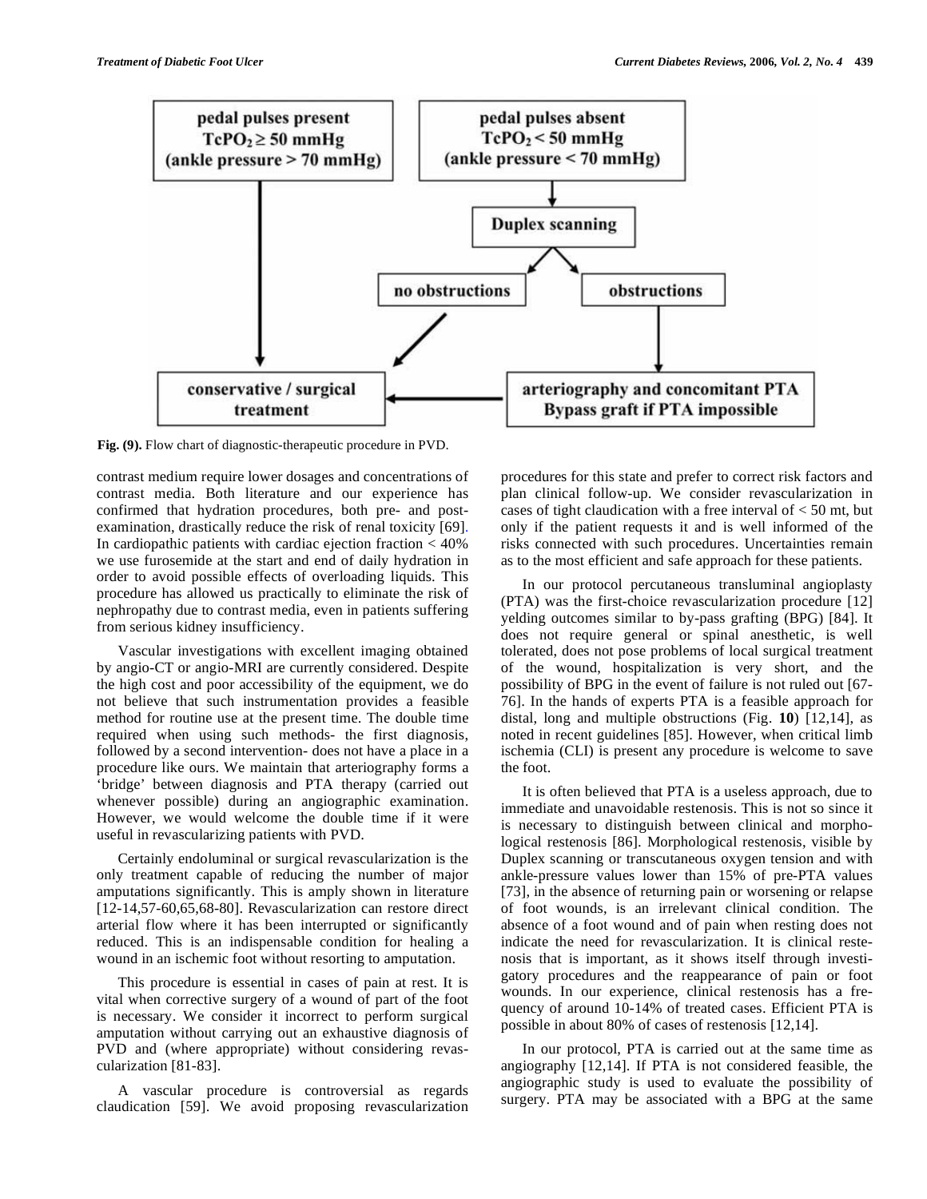pedal pulses present
$TcPO_2 \geq 50$ mmHg
(ankle pressure > 70 mmHg)

pedal pulses absent
$TcPO_2 < 50$ mmHg
(ankle pressure < 70 mmHg)

Duplex scanning

no obstructions

obstructions

conservative / surgical treatment

arteriography and concomitant PTA
Bypass graft if PTA impossible

**Fig. (9).** Flow chart of diagnostic-therapeutic procedure in PVD.

contrast medium require lower dosages and concentrations of contrast media. Both literature and our experience has confirmed that hydration procedures, both pre- and post-examination, drastically reduce the risk of renal toxicity [69]. In cardiopathic patients with cardiac ejection fraction < 40% we use furosemide at the start and end of daily hydration in order to avoid possible effects of overloading liquids. This procedure has allowed us practically to eliminate the risk of nephropathy due to contrast media, even in patients suffering from serious kidney insufficiency.

Vascular investigations with excellent imaging obtained by angio-CT or angio-MRI are currently considered. Despite the high cost and poor accessibility of the equipment, we do not believe that such instrumentation provides a feasible method for routine use at the present time. The double time required when using such methods- the first diagnosis, followed by a second intervention- does not have a place in a procedure like ours. We maintain that arteriography forms a 'bridge' between diagnosis and PTA therapy (carried out whenever possible) during an angiographic examination. However, we would welcome the double time if it were useful in revascularizing patients with PVD.

Certainly endoluminal or surgical revascularization is the only treatment capable of reducing the number of major amputations significantly. This is amply shown in literature [12-14,57-60,65,68-80]. Revascularization can restore direct arterial flow where it has been interrupted or significantly reduced. This is an indispensable condition for healing a wound in an ischemic foot without resorting to amputation.

This procedure is essential in cases of pain at rest. It is vital when corrective surgery of a wound of part of the foot is necessary. We consider it incorrect to perform surgical amputation without carrying out an exhaustive diagnosis of PVD and (where appropriate) without considering revascularization [81-83].

A vascular procedure is controversial as regards claudication [59]. We avoid proposing revascularization procedures for this state and prefer to correct risk factors and plan clinical follow-up. We consider revascularization in cases of tight claudication with a free interval of < 50 mt, but only if the patient requests it and is well informed of the risks connected with such procedures. Uncertainties remain as to the most efficient and safe approach for these patients.

In our protocol percutaneous transluminal angioplasty (PTA) was the first-choice revascularization procedure [12] yelding outcomes similar to by-pass grafting (BPG) [84]. It does not require general or spinal anesthetic, is well tolerated, does not pose problems of local surgical treatment of the wound, hospitalization is very short, and the possibility of BPG in the event of failure is not ruled out [67-76]. In the hands of experts PTA is a feasible approach for distal, long and multiple obstructions (Fig. **10**) [12,14], as noted in recent guidelines [85]. However, when critical limb ischemia (CLI) is present any procedure is welcome to save the foot.

It is often believed that PTA is a useless approach, due to immediate and unavoidable restenosis. This is not so since it is necessary to distinguish between clinical and morphological restenosis [86]. Morphological restenosis, visible by Duplex scanning or transcutaneous oxygen tension and with ankle-pressure values lower than 15% of pre-PTA values [73], in the absence of returning pain or worsening or relapse of foot wounds, is an irrelevant clinical condition. The absence of a foot wound and of pain when resting does not indicate the need for revascularization. It is clinical restenosis that is important, as it shows itself through investigatory procedures and the reappearance of pain or foot wounds. In our experience, clinical restenosis has a frequency of around 10-14% of treated cases. Efficient PTA is possible in about 80% of cases of restenosis [12,14].

In our protocol, PTA is carried out at the same time as angiography [12,14]. If PTA is not considered feasible, the angiographic study is used to evaluate the possibility of surgery. PTA may be associated with a BPG at the same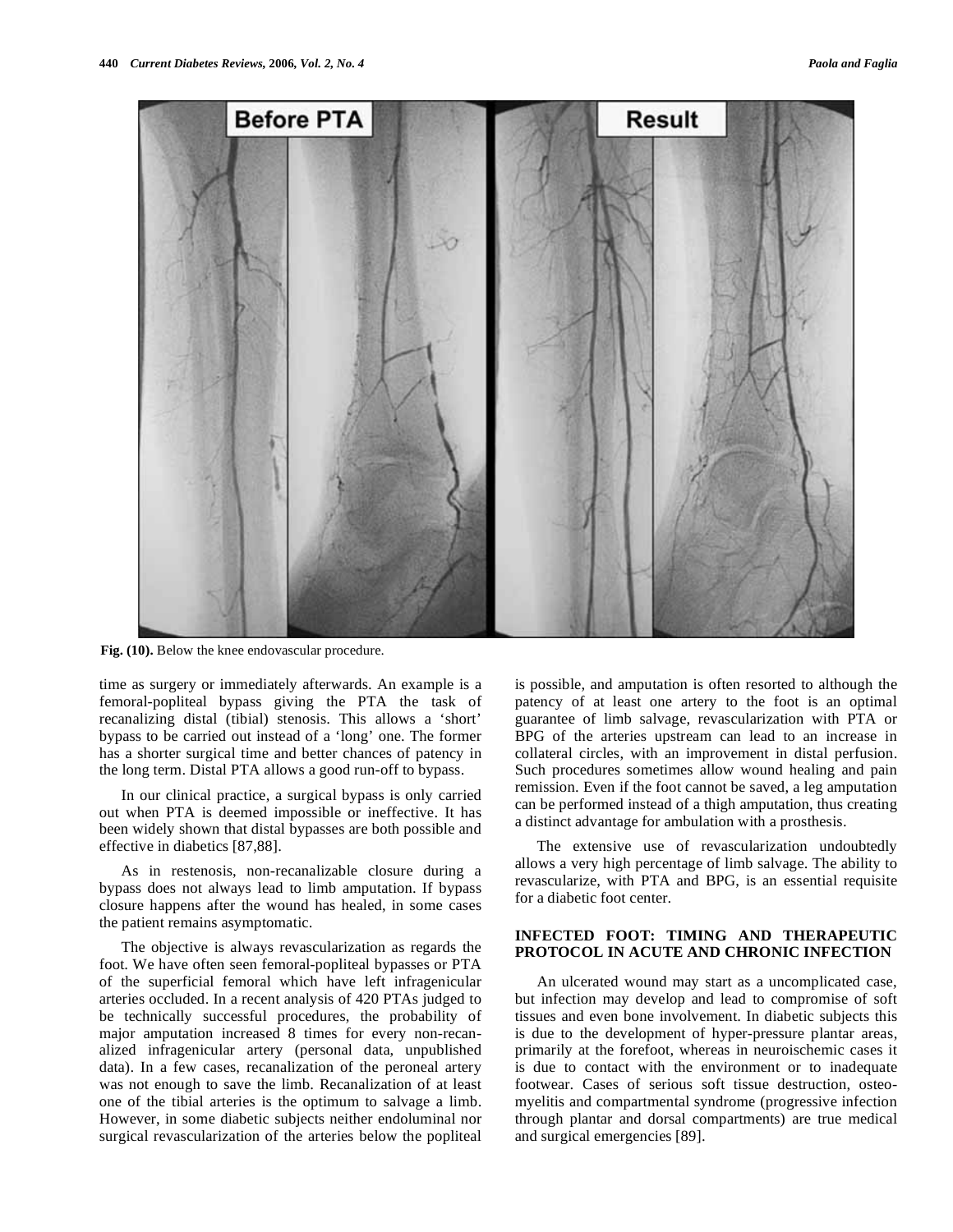Before PTA

Result

**Fig. (10).** Below the knee endovascular procedure.

time as surgery or immediately afterwards. An example is a femoral-popliteal bypass giving the PTA the task of recanalizing distal (tibial) stenosis. This allows a 'short' bypass to be carried out instead of a 'long' one. The former has a shorter surgical time and better chances of patency in the long term. Distal PTA allows a good run-off to bypass.

In our clinical practice, a surgical bypass is only carried out when PTA is deemed impossible or ineffective. It has been widely shown that distal bypasses are both possible and effective in diabetics [87,88].

As in restenosis, non-recanalizable closure during a bypass does not always lead to limb amputation. If bypass closure happens after the wound has healed, in some cases the patient remains asymptomatic.

The objective is always revascularization as regards the foot. We have often seen femoral-popliteal bypasses or PTA of the superficial femoral which have left infragenicular arteries occluded. In a recent analysis of 420 PTAs judged to be technically successful procedures, the probability of major amputation increased 8 times for every non-recanalized infragenicular artery (personal data, unpublished data). In a few cases, recanalization of the peroneal artery was not enough to save the limb. Recanalization of at least one of the tibial arteries is the optimum to salvage a limb. However, in some diabetic subjects neither endoluminal nor surgical revascularization of the arteries below the popliteal is possible, and amputation is often resorted to although the patency of at least one artery to the foot is an optimal guarantee of limb salvage, revascularization with PTA or BPG of the arteries upstream can lead to an increase in collateral circles, with an improvement in distal perfusion. Such procedures sometimes allow wound healing and pain remission. Even if the foot cannot be saved, a leg amputation can be performed instead of a thigh amputation, thus creating a distinct advantage for ambulation with a prosthesis.

The extensive use of revascularization undoubtedly allows a very high percentage of limb salvage. The ability to revascularize, with PTA and BPG, is an essential requisite for a diabetic foot center.

## INFECTED FOOT: TIMING AND THERAPEUTIC PROTOCOL IN ACUTE AND CHRONIC INFECTION

An ulcerated wound may start as a uncomplicated case, but infection may develop and lead to compromise of soft tissues and even bone involvement. In diabetic subjects this is due to the development of hyper-pressure plantar areas, primarily at the forefoot, whereas in neuroischemic cases it is due to contact with the environment or to inadequate footwear. Cases of serious soft tissue destruction, osteomyelitis and compartmental syndrome (progressive infection through plantar and dorsal compartments) are true medical and surgical emergencies [89].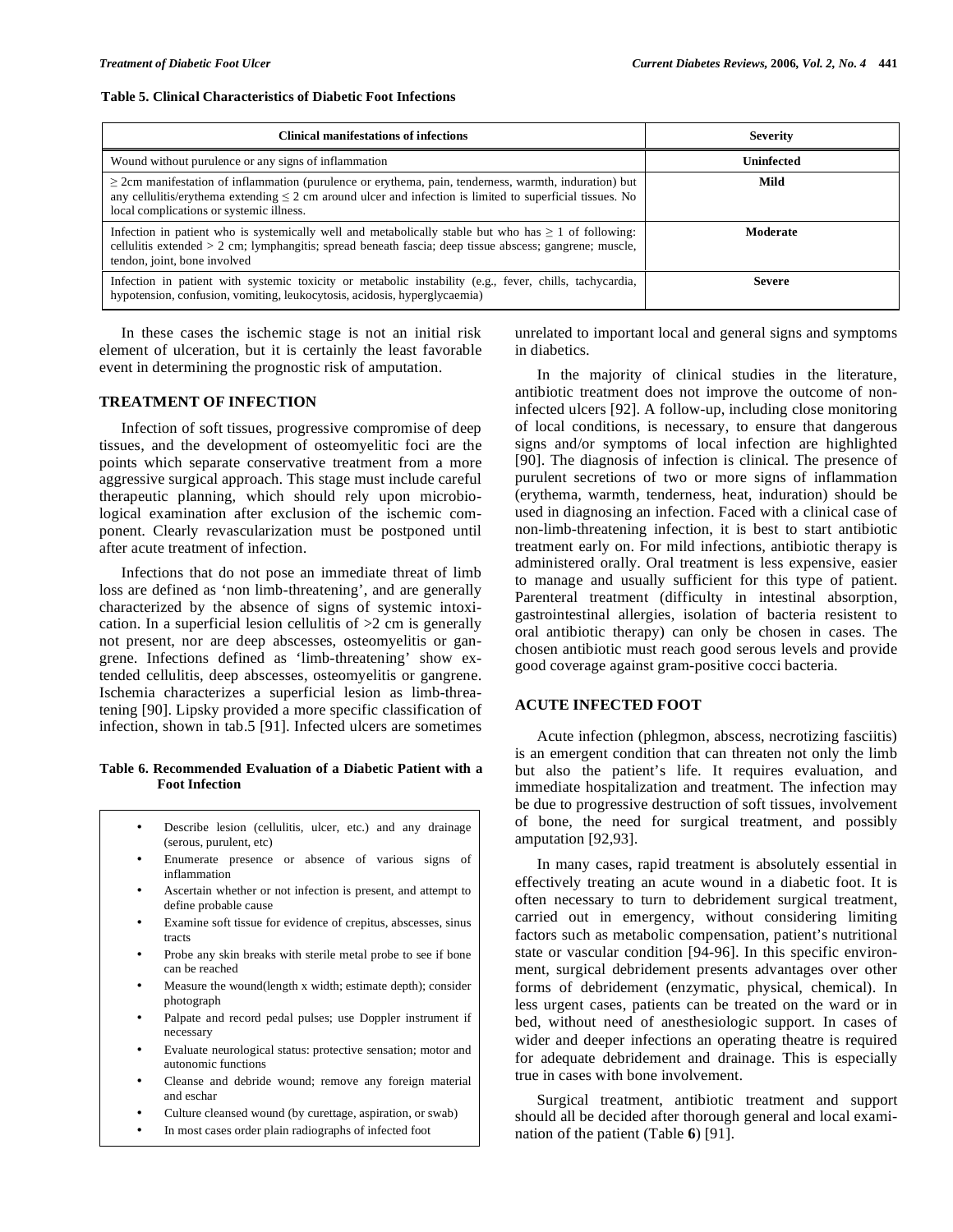**Table 5. Clinical Characteristics of Diabetic Foot Infections**

| Clinical manifestations of infections | Severity |
|---|---|
| Wound without purulence or any signs of inflammation | **Uninfected** |
| ≥ 2cm manifestation of inflammation (purulence or erythema, pain, tenderness, warmth, induration) but any cellulitis/erythema extending ≤ 2 cm around ulcer and infection is limited to superficial tissues. No local complications or systemic illness. | **Mild** |
| Infection in patient who is systemically well and metabolically stable but who has ≥ 1 of following: cellulitis extended > 2 cm; lymphangitis; spread beneath fascia; deep tissue abscess; gangrene; muscle, tendon, joint, bone involved | **Moderate** |
| Infection in patient with systemic toxicity or metabolic instability (e.g., fever, chills, tachycardia, hypotension, confusion, vomiting, leukocytosis, acidosis, hyperglycaemia) | **Severe** |

In these cases the ischemic stage is not an initial risk element of ulceration, but it is certainly the least favorable event in determining the prognostic risk of amputation.

## TREATMENT OF INFECTION

Infection of soft tissues, progressive compromise of deep tissues, and the development of osteomyelitic foci are the points which separate conservative treatment from a more aggressive surgical approach. This stage must include careful therapeutic planning, which should rely upon microbiological examination after exclusion of the ischemic component. Clearly revascularization must be postponed until after acute treatment of infection.

Infections that do not pose an immediate threat of limb loss are defined as 'non limb-threatening', and are generally characterized by the absence of signs of systemic intoxication. In a superficial lesion cellulitis of >2 cm is generally not present, nor are deep abscesses, osteomyelitis or gangrene. Infections defined as 'limb-threatening' show extended cellulitis, deep abscesses, osteomyelitis or gangrene. Ischemia characterizes a superficial lesion as limb-threatening [90]. Lipsky provided a more specific classification of infection, shown in tab.5 [91]. Infected ulcers are sometimes unrelated to important local and general signs and symptoms in diabetics.

In the majority of clinical studies in the literature, antibiotic treatment does not improve the outcome of non-infected ulcers [92]. A follow-up, including close monitoring of local conditions, is necessary, to ensure that dangerous signs and/or symptoms of local infection are highlighted [90]. The diagnosis of infection is clinical. The presence of purulent secretions of two or more signs of inflammation (erythema, warmth, tenderness, heat, induration) should be used in diagnosing an infection. Faced with a clinical case of non-limb-threatening infection, it is best to start antibiotic treatment early on. For mild infections, antibiotic therapy is administered orally. Oral treatment is less expensive, easier to manage and usually sufficient for this type of patient. Parenteral treatment (difficulty in intestinal absorption, gastrointestinal allergies, isolation of bacteria resistent to oral antibiotic therapy) can only be chosen in cases. The chosen antibiotic must reach good serous levels and provide good coverage against gram-positive cocci bacteria.

**Table 6. Recommended Evaluation of a Diabetic Patient with a Foot Infection**

- Describe lesion (cellulitis, ulcer, etc.) and any drainage (serous, purulent, etc)
- Enumerate presence or absence of various signs of inflammation
- Ascertain whether or not infection is present, and attempt to define probable cause
- Examine soft tissue for evidence of crepitus, abscesses, sinus tracts
- Probe any skin breaks with sterile metal probe to see if bone can be reached
- Measure the wound(length x width; estimate depth); consider photograph
- Palpate and record pedal pulses; use Doppler instrument if necessary
- Evaluate neurological status: protective sensation; motor and autonomic functions
- Cleanse and debride wound; remove any foreign material and eschar
- Culture cleansed wound (by curettage, aspiration, or swab)
- In most cases order plain radiographs of infected foot

## ACUTE INFECTED FOOT

Acute infection (phlegmon, abscess, necrotizing fasciitis) is an emergent condition that can threaten not only the limb but also the patient's life. It requires evaluation, and immediate hospitalization and treatment. The infection may be due to progressive destruction of soft tissues, involvement of bone, the need for surgical treatment, and possibly amputation [92,93].

In many cases, rapid treatment is absolutely essential in effectively treating an acute wound in a diabetic foot. It is often necessary to turn to debridement surgical treatment, carried out in emergency, without considering limiting factors such as metabolic compensation, patient's nutritional state or vascular condition [94-96]. In this specific environment, surgical debridement presents advantages over other forms of debridement (enzymatic, physical, chemical). In less urgent cases, patients can be treated on the ward or in bed, without need of anesthesiologic support. In cases of wider and deeper infections an operating theatre is required for adequate debridement and drainage. This is especially true in cases with bone involvement.

Surgical treatment, antibiotic treatment and support should all be decided after thorough general and local examination of the patient (Table **6**) [91].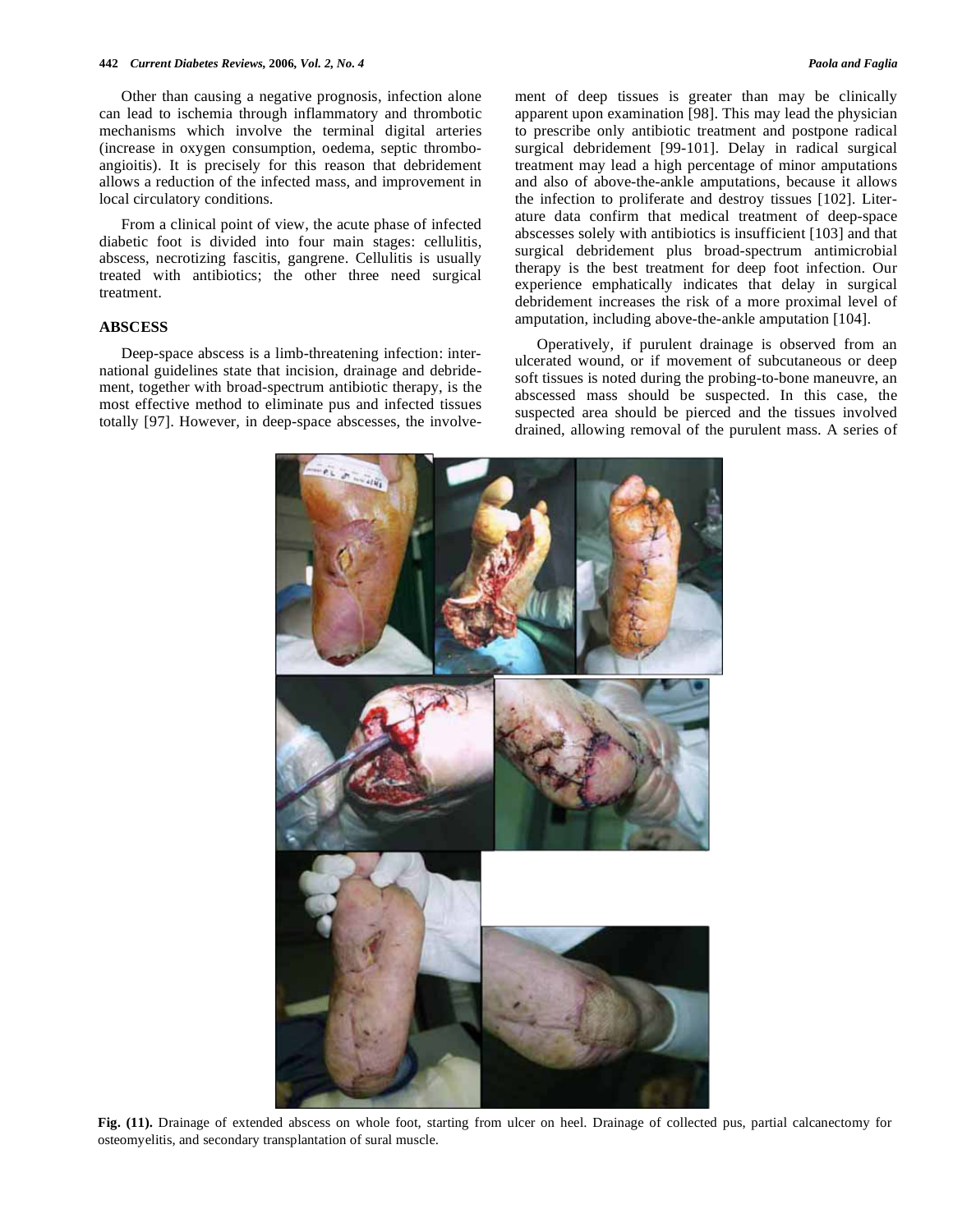Other than causing a negative prognosis, infection alone can lead to ischemia through inflammatory and thrombotic mechanisms which involve the terminal digital arteries (increase in oxygen consumption, oedema, septic thromboangioitis). It is precisely for this reason that debridement allows a reduction of the infected mass, and improvement in local circulatory conditions.

From a clinical point of view, the acute phase of infected diabetic foot is divided into four main stages: cellulitis, abscess, necrotizing fascitis, gangrene. Cellulitis is usually treated with antibiotics; the other three need surgical treatment.

## ABSCESS

Deep-space abscess is a limb-threatening infection: international guidelines state that incision, drainage and debridement, together with broad-spectrum antibiotic therapy, is the most effective method to eliminate pus and infected tissues totally [97]. However, in deep-space abscesses, the involvement of deep tissues is greater than may be clinically apparent upon examination [98]. This may lead the physician to prescribe only antibiotic treatment and postpone radical surgical debridement [99-101]. Delay in radical surgical treatment may lead a high percentage of minor amputations and also of above-the-ankle amputations, because it allows the infection to proliferate and destroy tissues [102]. Literature data confirm that medical treatment of deep-space abscesses solely with antibiotics is insufficient [103] and that surgical debridement plus broad-spectrum antimicrobial therapy is the best treatment for deep foot infection. Our experience emphatically indicates that delay in surgical debridement increases the risk of a more proximal level of amputation, including above-the-ankle amputation [104].

Operatively, if purulent drainage is observed from an ulcerated wound, or if movement of subcutaneous or deep soft tissues is noted during the probing-to-bone maneuvre, an abscessed mass should be suspected. In this case, the suspected area should be pierced and the tissues involved drained, allowing removal of the purulent mass. A series of

**Fig. (11).** Drainage of extended abscess on whole foot, starting from ulcer on heel. Drainage of collected pus, partial calcanectomy for osteomyelitis, and secondary transplantation of sural muscle.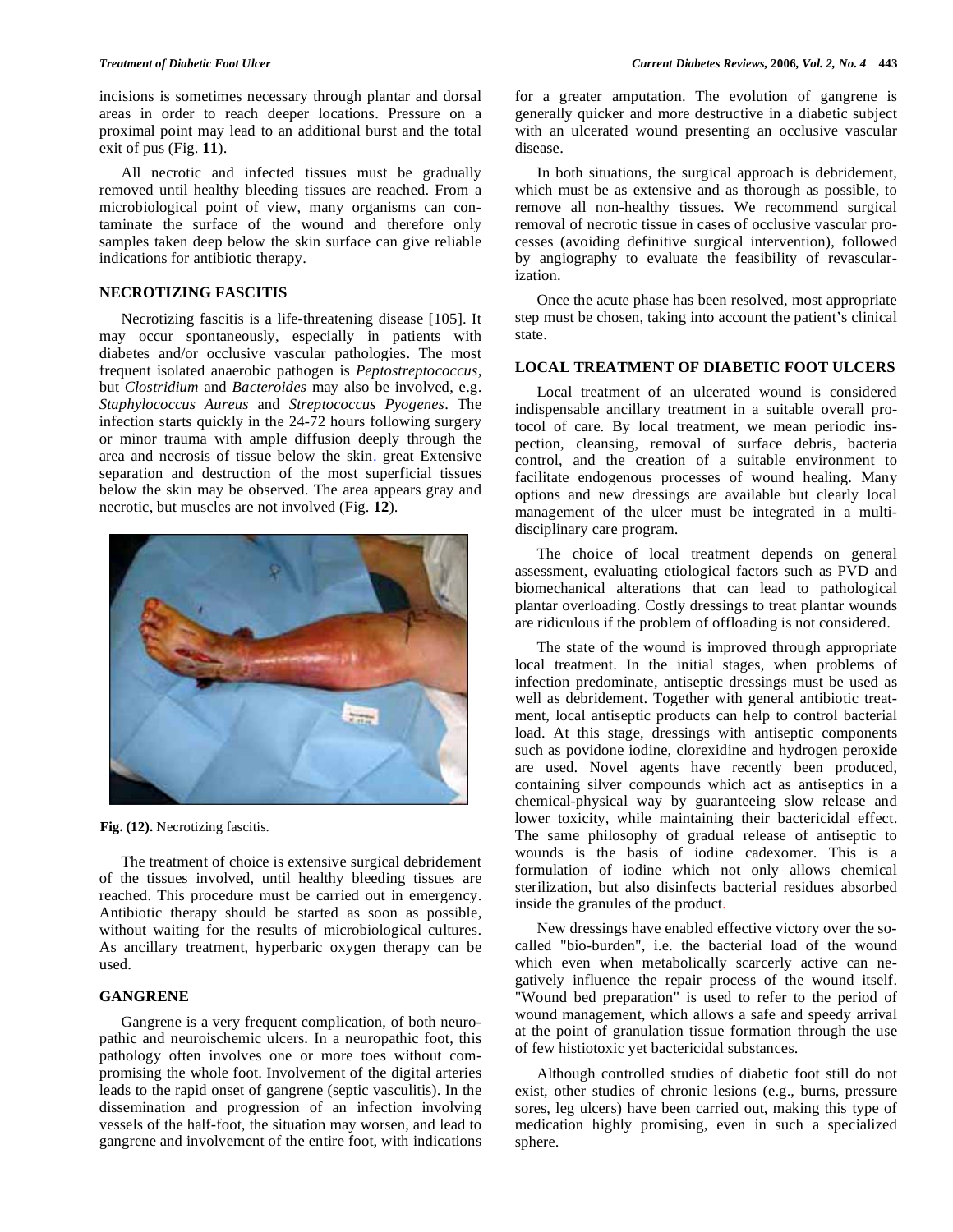incisions is sometimes necessary through plantar and dorsal areas in order to reach deeper locations. Pressure on a proximal point may lead to an additional burst and the total exit of pus (Fig. **11**).

All necrotic and infected tissues must be gradually removed until healthy bleeding tissues are reached. From a microbiological point of view, many organisms can contaminate the surface of the wound and therefore only samples taken deep below the skin surface can give reliable indications for antibiotic therapy.

## NECROTIZING FASCITIS

Necrotizing fascitis is a life-threatening disease [105]. It may occur spontaneously, especially in patients with diabetes and/or occlusive vascular pathologies. The most frequent isolated anaerobic pathogen is *Peptostreptococcus*, but *Clostridium* and *Bacteroides* may also be involved, e.g. *Staphylococcus Aureus* and *Streptococcus Pyogenes*. The infection starts quickly in the 24-72 hours following surgery or minor trauma with ample diffusion deeply through the area and necrosis of tissue below the skin. great Extensive separation and destruction of the most superficial tissues below the skin may be observed. The area appears gray and necrotic, but muscles are not involved (Fig. **12**).

**Fig. (12).** Necrotizing fascitis.

The treatment of choice is extensive surgical debridement of the tissues involved, until healthy bleeding tissues are reached. This procedure must be carried out in emergency. Antibiotic therapy should be started as soon as possible, without waiting for the results of microbiological cultures. As ancillary treatment, hyperbaric oxygen therapy can be used.

## GANGRENE

Gangrene is a very frequent complication, of both neuropathic and neuroischemic ulcers. In a neuropathic foot, this pathology often involves one or more toes without compromising the whole foot. Involvement of the digital arteries leads to the rapid onset of gangrene (septic vasculitis). In the dissemination and progression of an infection involving vessels of the half-foot, the situation may worsen, and lead to gangrene and involvement of the entire foot, with indications for a greater amputation. The evolution of gangrene is generally quicker and more destructive in a diabetic subject with an ulcerated wound presenting an occlusive vascular disease.

In both situations, the surgical approach is debridement, which must be as extensive and as thorough as possible, to remove all non-healthy tissues. We recommend surgical removal of necrotic tissue in cases of occlusive vascular processes (avoiding definitive surgical intervention), followed by angiography to evaluate the feasibility of revascularization.

Once the acute phase has been resolved, most appropriate step must be chosen, taking into account the patient's clinical state.

## LOCAL TREATMENT OF DIABETIC FOOT ULCERS

Local treatment of an ulcerated wound is considered indispensable ancillary treatment in a suitable overall protocol of care. By local treatment, we mean periodic inspection, cleansing, removal of surface debris, bacteria control, and the creation of a suitable environment to facilitate endogenous processes of wound healing. Many options and new dressings are available but clearly local management of the ulcer must be integrated in a multidisciplinary care program.

The choice of local treatment depends on general assessment, evaluating etiological factors such as PVD and biomechanical alterations that can lead to pathological plantar overloading. Costly dressings to treat plantar wounds are ridiculous if the problem of offloading is not considered.

The state of the wound is improved through appropriate local treatment. In the initial stages, when problems of infection predominate, antiseptic dressings must be used as well as debridement. Together with general antibiotic treatment, local antiseptic products can help to control bacterial load. At this stage, dressings with antiseptic components such as povidone iodine, clorexidine and hydrogen peroxide are used. Novel agents have recently been produced, containing silver compounds which act as antiseptics in a chemical-physical way by guaranteeing slow release and lower toxicity, while maintaining their bactericidal effect. The same philosophy of gradual release of antiseptic to wounds is the basis of iodine cadexomer. This is a formulation of iodine which not only allows chemical sterilization, but also disinfects bacterial residues absorbed inside the granules of the product.

New dressings have enabled effective victory over the so-called "bio-burden", i.e. the bacterial load of the wound which even when metabolically scarcerly active can negatively influence the repair process of the wound itself. "Wound bed preparation" is used to refer to the period of wound management, which allows a safe and speedy arrival at the point of granulation tissue formation through the use of few histiotoxic yet bactericidal substances.

Although controlled studies of diabetic foot still do not exist, other studies of chronic lesions (e.g., burns, pressure sores, leg ulcers) have been carried out, making this type of medication highly promising, even in such a specialized sphere.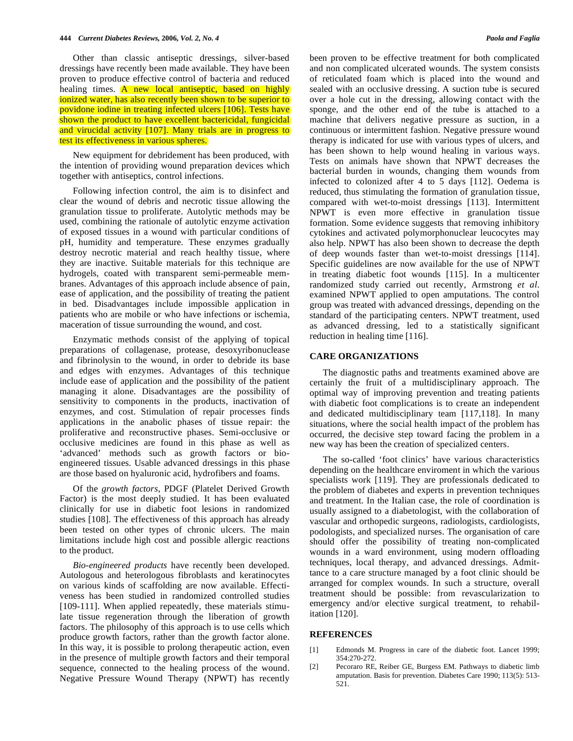Other than classic antiseptic dressings, silver-based dressings have recently been made available. They have been proven to produce effective control of bacteria and reduced healing times. A new local antiseptic, based on highly ionized water, has also recently been shown to be superior to povidone iodine in treating infected ulcers [106]. Tests have shown the product to have excellent bactericidal, fungicidal and virucidal activity [107]. Many trials are in progress to test its effectiveness in various spheres.

New equipment for debridement has been produced, with the intention of providing wound preparation devices which together with antiseptics, control infections.

Following infection control, the aim is to disinfect and clear the wound of debris and necrotic tissue allowing the granulation tissue to proliferate. Autolytic methods may be used, combining the rationale of autolytic enzyme activation of exposed tissues in a wound with particular conditions of pH, humidity and temperature. These enzymes gradually destroy necrotic material and reach healthy tissue, where they are inactive. Suitable materials for this technique are hydrogels, coated with transparent semi-permeable membranes. Advantages of this approach include absence of pain, ease of application, and the possibility of treating the patient in bed. Disadvantages include impossible application in patients who are mobile or who have infections or ischemia, maceration of tissue surrounding the wound, and cost.

Enzymatic methods consist of the applying of topical preparations of collagenase, protease, desoxyribonuclease and fibrinolysin to the wound, in order to debride its base and edges with enzymes. Advantages of this technique include ease of application and the possibility of the patient managing it alone. Disadvantages are the possibility of sensitivity to components in the products, inactivation of enzymes, and cost. Stimulation of repair processes finds applications in the anabolic phases of tissue repair: the proliferative and reconstructive phases. Semi-occlusive or occlusive medicines are found in this phase as well as 'advanced' methods such as growth factors or bio-engineered tissues. Usable advanced dressings in this phase are those based on hyaluronic acid, hydrofibers and foams.

Of the *growth factors*, PDGF (Platelet Derived Growth Factor) is the most deeply studied. It has been evaluated clinically for use in diabetic foot lesions in randomized studies [108]. The effectiveness of this approach has already been tested on other types of chronic ulcers. The main limitations include high cost and possible allergic reactions to the product.

*Bio-engineered products* have recently been developed. Autologous and heterologous fibroblasts and keratinocytes on various kinds of scaffolding are now available. Effectiveness has been studied in randomized controlled studies [109-111]. When applied repeatedly, these materials stimulate tissue regeneration through the liberation of growth factors. The philosophy of this approach is to use cells which produce growth factors, rather than the growth factor alone. In this way, it is possible to prolong therapeutic action, even in the presence of multiple growth factors and their temporal sequence, connected to the healing process of the wound. Negative Pressure Wound Therapy (NPWT) has recently been proven to be effective treatment for both complicated and non complicated ulcerated wounds. The system consists of reticulated foam which is placed into the wound and sealed with an occlusive dressing. A suction tube is secured over a hole cut in the dressing, allowing contact with the sponge, and the other end of the tube is attached to a machine that delivers negative pressure as suction, in a continuous or intermittent fashion. Negative pressure wound therapy is indicated for use with various types of ulcers, and has been shown to help wound healing in various ways. Tests on animals have shown that NPWT decreases the bacterial burden in wounds, changing them wounds from infected to colonized after 4 to 5 days [112]. Oedema is reduced, thus stimulating the formation of granulation tissue, compared with wet-to-moist dressings [113]. Intermittent NPWT is even more effective in granulation tissue formation. Some evidence suggests that removing inhibitory cytokines and activated polymorphonuclear leucocytes may also help. NPWT has also been shown to decrease the depth of deep wounds faster than wet-to-moist dressings [114]. Specific guidelines are now available for the use of NPWT in treating diabetic foot wounds [115]. In a multicenter randomized study carried out recently, Armstrong *et al*. examined NPWT applied to open amputations. The control group was treated with advanced dressings, depending on the standard of the participating centers. NPWT treatment, used as advanced dressing, led to a statistically significant reduction in healing time [116].

## CARE ORGANIZATIONS

The diagnostic paths and treatments examined above are certainly the fruit of a multidisciplinary approach. The optimal way of improving prevention and treating patients with diabetic foot complications is to create an independent and dedicated multidisciplinary team [117,118]. In many situations, where the social health impact of the problem has occurred, the decisive step toward facing the problem in a new way has been the creation of specialized centers.

The so-called 'foot clinics' have various characteristics depending on the healthcare enviroment in which the various specialists work [119]. They are professionals dedicated to the problem of diabetes and experts in prevention techniques and treatment. In the Italian case, the role of coordination is usually assigned to a diabetologist, with the collaboration of vascular and orthopedic surgeons, radiologists, cardiologists, podologists, and specialized nurses. The organisation of care should offer the possibility of treating non-complicated wounds in a ward environment, using modern offloading techniques, local therapy, and advanced dressings. Admittance to a care structure managed by a foot clinic should be arranged for complex wounds. In such a structure, overall treatment should be possible: from revascularization to emergency and/or elective surgical treatment, to rehabilitation [120].

## REFERENCES

[1] Edmonds M. Progress in care of the diabetic foot. Lancet 1999; 354:270-272.

[2] Pecoraro RE, Reiber GE, Burgess EM. Pathways to diabetic limb amputation. Basis for prevention. Diabetes Care 1990; 113(5): 513-521.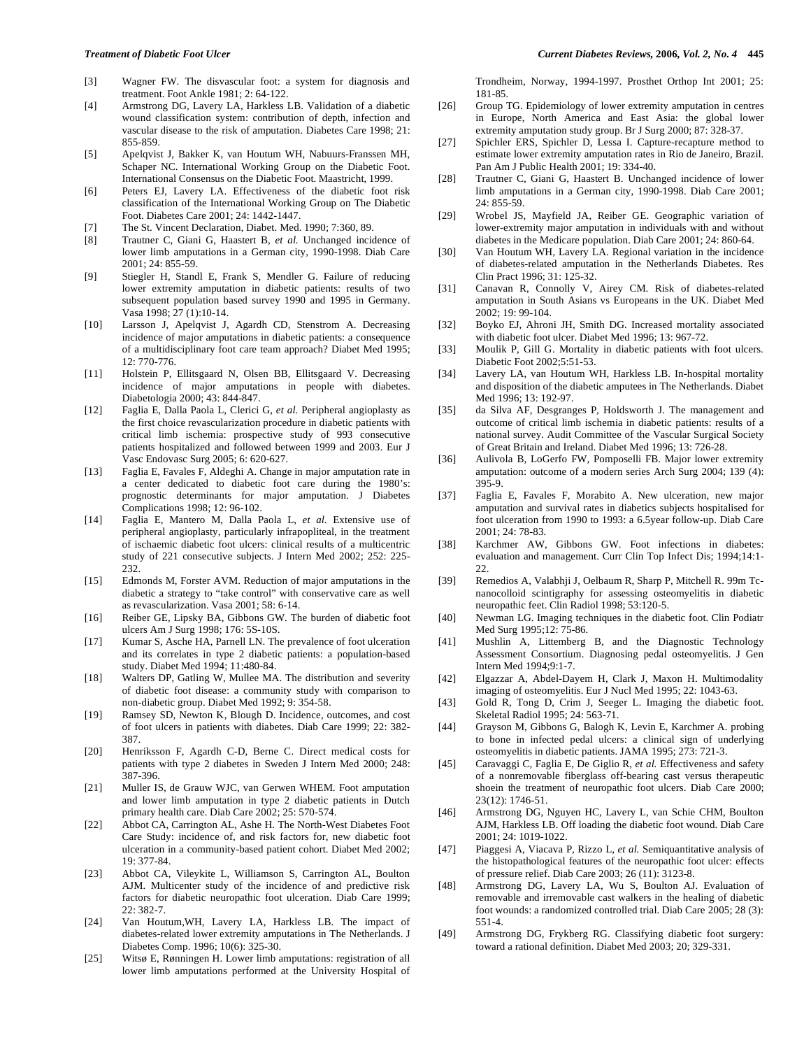[3] Wagner FW. The disvascular foot: a system for diagnosis and treatment. Foot Ankle 1981; 2: 64-122.

[4] Armstrong DG, Lavery LA, Harkless LB. Validation of a diabetic wound classification system: contribution of depth, infection and vascular disease to the risk of amputation. Diabetes Care 1998; 21: 855-859.

[5] Apelqvist J, Bakker K, van Houtum WH, Nabuurs-Franssen MH, Schaper NC. International Working Group on the Diabetic Foot. International Consensus on the Diabetic Foot. Maastricht, 1999.

[6] Peters EJ, Lavery LA. Effectiveness of the diabetic foot risk classification of the International Working Group on The Diabetic Foot. Diabetes Care 2001; 24: 1442-1447.

[7] The St. Vincent Declaration, Diabet. Med. 1990; 7:360, 89.

[8] Trautner C, Giani G, Haastert B, *et al.* Unchanged incidence of lower limb amputations in a German city, 1990-1998. Diab Care 2001; 24: 855-59.

[9] Stiegler H, Standl E, Frank S, Mendler G. Failure of reducing lower extremity amputation in diabetic patients: results of two subsequent population based survey 1990 and 1995 in Germany. Vasa 1998; 27 (1):10-14.

[10] Larsson J, Apelqvist J, Agardh CD, Stenstrom A. Decreasing incidence of major amputations in diabetic patients: a consequence of a multidisciplinary foot care team approach? Diabet Med 1995; 12: 770-776.

[11] Holstein P, Ellitsgaard N, Olsen BB, Ellitsgaard V. Decreasing incidence of major amputations in people with diabetes. Diabetologia 2000; 43: 844-847.

[12] Faglia E, Dalla Paola L, Clerici G, *et al.* Peripheral angioplasty as the first choice revascularization procedure in diabetic patients with critical limb ischemia: prospective study of 993 consecutive patients hospitalized and followed between 1999 and 2003. Eur J Vasc Endovasc Surg 2005; 6: 620-627.

[13] Faglia E, Favales F, Aldeghi A. Change in major amputation rate in a center dedicated to diabetic foot care during the 1980's: prognostic determinants for major amputation. J Diabetes Complications 1998; 12: 96-102.

[14] Faglia E, Mantero M, Dalla Paola L, *et al.* Extensive use of peripheral angioplasty, particularly infrapopliteal, in the treatment of ischaemic diabetic foot ulcers: clinical results of a multicentric study of 221 consecutive subjects. J Intern Med 2002; 252: 225-232.

[15] Edmonds M, Forster AVM. Reduction of major amputations in the diabetic a strategy to "take control" with conservative care as well as revascularization. Vasa 2001; 58: 6-14.

[16] Reiber GE, Lipsky BA, Gibbons GW. The burden of diabetic foot ulcers Am J Surg 1998; 176: 5S-10S.

[17] Kumar S, Asche HA, Parnell LN. The prevalence of foot ulceration and its correlates in type 2 diabetic patients: a population-based study. Diabet Med 1994; 11:480-84.

[18] Walters DP, Gatling W, Mullee MA. The distribution and severity of diabetic foot disease: a community study with comparison to non-diabetic group. Diabet Med 1992; 9: 354-58.

[19] Ramsey SD, Newton K, Blough D. Incidence, outcomes, and cost of foot ulcers in patients with diabetes. Diab Care 1999; 22: 382-387.

[20] Henriksson F, Agardh C-D, Berne C. Direct medical costs for patients with type 2 diabetes in Sweden J Intern Med 2000; 248: 387-396.

[21] Muller IS, de Grauw WJC, van Gerwen WHEM. Foot amputation and lower limb amputation in type 2 diabetic patients in Dutch primary health care. Diab Care 2002; 25: 570-574.

[22] Abbot CA, Carrington AL, Ashe H. The North-West Diabetes Foot Care Study: incidence of, and risk factors for, new diabetic foot ulceration in a community-based patient cohort. Diabet Med 2002; 19: 377-84.

[23] Abbot CA, Vileykite L, Williamson S, Carrington AL, Boulton AJM. Multicenter study of the incidence of and predictive risk factors for diabetic neuropathic foot ulceration. Diab Care 1999; 22: 382-7.

[24] Van Houtum,WH, Lavery LA, Harkless LB. The impact of diabetes-related lower extremity amputations in The Netherlands. J Diabetes Comp. 1996; 10(6): 325-30.

[25] Witsø E, Rønningen H. Lower limb amputations: registration of all lower limb amputations performed at the University Hospital of Trondheim, Norway, 1994-1997. Prosthet Orthop Int 2001; 25: 181-85.

[26] Group TG. Epidemiology of lower extremity amputation in centres in Europe, North America and East Asia: the global lower extremity amputation study group. Br J Surg 2000; 87: 328-37.

[27] Spichler ERS, Spichler D, Lessa I. Capture-recapture method to estimate lower extremity amputation rates in Rio de Janeiro, Brazil. Pan Am J Public Health 2001; 19: 334-40.

[28] Trautner C, Giani G, Haastert B. Unchanged incidence of lower limb amputations in a German city, 1990-1998. Diab Care 2001; 24: 855-59.

[29] Wrobel JS, Mayfield JA, Reiber GE. Geographic variation of lower-extremity major amputation in individuals with and without diabetes in the Medicare population. Diab Care 2001; 24: 860-64.

[30] Van Houtum WH, Lavery LA. Regional variation in the incidence of diabetes-related amputation in the Netherlands Diabetes. Res Clin Pract 1996; 31: 125-32.

[31] Canavan R, Connolly V, Airey CM. Risk of diabetes-related amputation in South Asians vs Europeans in the UK. Diabet Med 2002; 19: 99-104.

[32] Boyko EJ, Ahroni JH, Smith DG. Increased mortality associated with diabetic foot ulcer. Diabet Med 1996; 13: 967-72.

[33] Moulik P, Gill G. Mortality in diabetic patients with foot ulcers. Diabetic Foot 2002;5:51-53.

[34] Lavery LA, van Houtum WH, Harkless LB. In-hospital mortality and disposition of the diabetic amputees in The Netherlands. Diabet Med 1996; 13: 192-97.

[35] da Silva AF, Desgranges P, Holdsworth J. The management and outcome of critical limb ischemia in diabetic patients: results of a national survey. Audit Committee of the Vascular Surgical Society of Great Britain and Ireland. Diabet Med 1996; 13: 726-28.

[36] Aulivola B, LoGerfo FW, Pomposelli FB. Major lower extremity amputation: outcome of a modern series Arch Surg 2004; 139 (4): 395-9.

[37] Faglia E, Favales F, Morabito A. New ulceration, new major amputation and survival rates in diabetics subjects hospitalised for foot ulceration from 1990 to 1993: a 6.5year follow-up. Diab Care 2001; 24: 78-83.

[38] Karchmer AW, Gibbons GW. Foot infections in diabetes: evaluation and management. Curr Clin Top Infect Dis; 1994;14:1-22.

[39] Remedios A, Valabhji J, Oelbaum R, Sharp P, Mitchell R. 99m Tc-nanocolloid scintigraphy for assessing osteomyelitis in diabetic neuropathic feet. Clin Radiol 1998; 53:120-5.

[40] Newman LG. Imaging techniques in the diabetic foot. Clin Podiatr Med Surg 1995;12: 75-86.

[41] Mushlin A, Littemberg B, and the Diagnostic Technology Assessment Consortium. Diagnosing pedal osteomyelitis. J Gen Intern Med 1994;9:1-7.

[42] Elgazzar A, Abdel-Dayem H, Clark J, Maxon H. Multimodality imaging of osteomyelitis. Eur J Nucl Med 1995; 22: 1043-63.

[43] Gold R, Tong D, Crim J, Seeger L. Imaging the diabetic foot. Skeletal Radiol 1995; 24: 563-71.

[44] Grayson M, Gibbons G, Balogh K, Levin E, Karchmer A. probing to bone in infected pedal ulcers: a clinical sign of underlying osteomyelitis in diabetic patients. JAMA 1995; 273: 721-3.

[45] Caravaggi C, Faglia E, De Giglio R, *et al.* Effectiveness and safety of a nonremovable fiberglass off-bearing cast versus therapeutic shoein the treatment of neuropathic foot ulcers. Diab Care 2000; 23(12): 1746-51.

[46] Armstrong DG, Nguyen HC, Lavery L, van Schie CHM, Boulton AJM, Harkless LB. Off loading the diabetic foot wound. Diab Care 2001; 24: 1019-1022.

[47] Piaggesi A, Viacava P, Rizzo L, *et al.* Semiquantitative analysis of the histopathological features of the neuropathic foot ulcer: effects of pressure relief. Diab Care 2003; 26 (11): 3123-8.

[48] Armstrong DG, Lavery LA, Wu S, Boulton AJ. Evaluation of removable and irremovable cast walkers in the healing of diabetic foot wounds: a randomized controlled trial. Diab Care 2005; 28 (3): 551-4.

[49] Armstrong DG, Frykberg RG. Classifying diabetic foot surgery: toward a rational definition. Diabet Med 2003; 20; 329-331.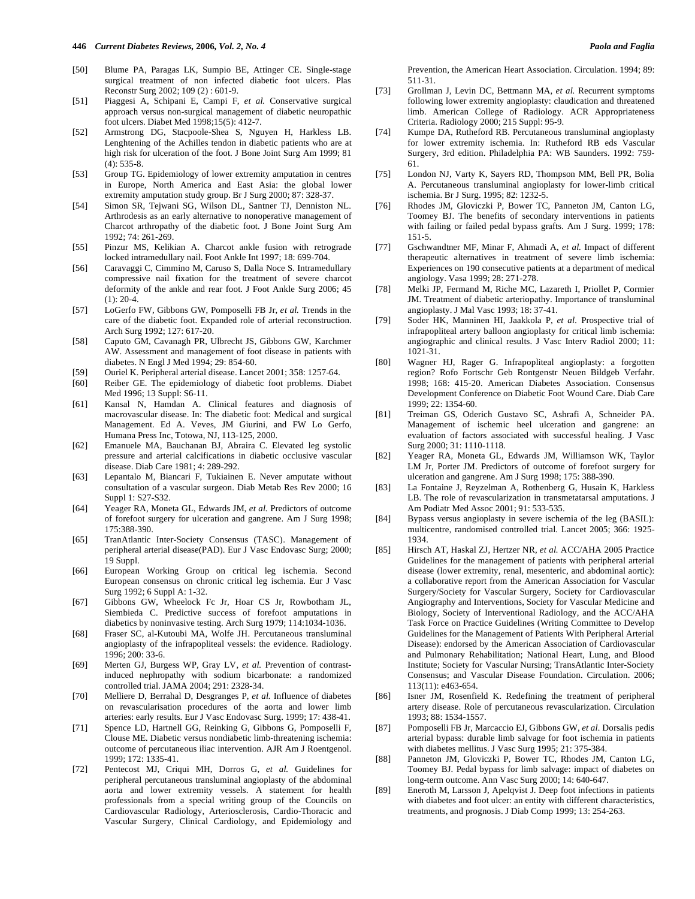[50] Blume PA, Paragas LK, Sumpio BE, Attinger CE. Single-stage surgical treatment of non infected diabetic foot ulcers. Plas Reconstr Surg 2002; 109 (2) : 601-9.

[51] Piaggesi A, Schipani E, Campi F, *et al.* Conservative surgical approach versus non-surgical management of diabetic neuropathic foot ulcers. Diabet Med 1998;15(5): 412-7.

[52] Armstrong DG, Stacpoole-Shea S, Nguyen H, Harkless LB. Lenghtening of the Achilles tendon in diabetic patients who are at high risk for ulceration of the foot. J Bone Joint Surg Am 1999; 81 (4): 535-8.

[53] Group TG. Epidemiology of lower extremity amputation in centres in Europe, North America and East Asia: the global lower extremity amputation study group. Br J Surg 2000; 87: 328-37.

[54] Simon SR, Tejwani SG, Wilson DL, Santner TJ, Denniston NL. Arthrodesis as an early alternative to nonoperative management of Charcot arthropathy of the diabetic foot. J Bone Joint Surg Am 1992; 74: 261-269.

[55] Pinzur MS, Kelikian A. Charcot ankle fusion with retrograde locked intramedullary nail. Foot Ankle Int 1997; 18: 699-704.

[56] Caravaggi C, Cimmino M, Caruso S, Dalla Noce S. Intramedullary compressive nail fixation for the treatment of severe charcot deformity of the ankle and rear foot. J Foot Ankle Surg 2006; 45 (1): 20-4.

[57] LoGerfo FW, Gibbons GW, Pomposelli FB Jr, *et al.* Trends in the care of the diabetic foot. Expanded role of arterial reconstruction. Arch Surg 1992; 127: 617-20.

[58] Caputo GM, Cavanagh PR, Ulbrecht JS, Gibbons GW, Karchmer AW. Assessment and management of foot disease in patients with diabetes. N Engl J Med 1994; 29: 854-60.

[59] Ouriel K. Peripheral arterial disease. Lancet 2001; 358: 1257-64.

[60] Reiber GE. The epidemiology of diabetic foot problems. Diabet Med 1996; 13 Suppl: S6-11.

[61] Kansal N, Hamdan A. Clinical features and diagnosis of macrovascular disease. In: The diabetic foot: Medical and surgical Management. Ed A. Veves, JM Giurini, and FW Lo Gerfo, Humana Press Inc, Totowa, NJ, 113-125, 2000.

[62] Emanuele MA, Bauchanan BJ, Abraira C. Elevated leg systolic pressure and arterial calcifications in diabetic occlusive vascular disease. Diab Care 1981; 4: 289-292.

[63] Lepantalo M, Biancari F, Tukiainen E. Never amputate without consultation of a vascular surgeon. Diab Metab Res Rev 2000; 16 Suppl 1: S27-S32.

[64] Yeager RA, Moneta GL, Edwards JM, *et al.* Predictors of outcome of forefoot surgery for ulceration and gangrene. Am J Surg 1998; 175:388-390.

[65] TranAtlantic Inter-Society Consensus (TASC). Management of peripheral arterial disease(PAD). Eur J Vasc Endovasc Surg; 2000; 19 Suppl.

[66] European Working Group on critical leg ischemia. Second European consensus on chronic critical leg ischemia. Eur J Vasc Surg 1992; 6 Suppl A: 1-32.

[67] Gibbons GW, Wheelock Fc Jr, Hoar CS Jr, Rowbotham JL, Siembieda C. Predictive success of forefoot amputations in diabetics by noninvasive testing. Arch Surg 1979; 114:1034-1036.

[68] Fraser SC, al-Kutoubi MA, Wolfe JH. Percutaneous transluminal angioplasty of the infrapopliteal vessels: the evidence. Radiology. 1996; 200: 33-6.

[69] Merten GJ, Burgess WP, Gray LV, *et al.* Prevention of contrast-induced nephropathy with sodium bicarbonate: a randomized controlled trial. JAMA 2004; 291: 2328-34.

[70] Melliere D, Berrahal D, Desgranges P, *et al.* Influence of diabetes on revascularisation procedures of the aorta and lower limb arteries: early results. Eur J Vasc Endovasc Surg. 1999; 17: 438-41.

[71] Spence LD, Hartnell GG, Reinking G, Gibbons G, Pomposelli F, Clouse ME. Diabetic versus nondiabetic limb-threatening ischemia: outcome of percutaneous iliac intervention. AJR Am J Roentgenol. 1999; 172: 1335-41.

[72] Pentecost MJ, Criqui MH, Dorros G, *et al.* Guidelines for peripheral percutaneous transluminal angioplasty of the abdominal aorta and lower extremity vessels. A statement for health professionals from a special writing group of the Councils on Cardiovascular Radiology, Arteriosclerosis, Cardio-Thoracic and Vascular Surgery, Clinical Cardiology, and Epidemiology and Prevention, the American Heart Association. Circulation. 1994; 89: 511-31.

[73] Grollman J, Levin DC, Bettmann MA, *et al.* Recurrent symptoms following lower extremity angioplasty: claudication and threatened limb. American College of Radiology. ACR Appropriateness Criteria. Radiology 2000; 215 Suppl: 95-9.

[74] Kumpe DA, Rutheford RB. Percutaneous transluminal angioplasty for lower extremity ischemia. In: Rutheford RB eds Vascular Surgery, 3rd edition. Philadelphia PA: WB Saunders. 1992: 759-61.

[75] London NJ, Varty K, Sayers RD, Thompson MM, Bell PR, Bolia A. Percutaneous transluminal angioplasty for lower-limb critical ischemia. Br J Surg. 1995; 82: 1232-5.

[76] Rhodes JM, Gloviczki P, Bower TC, Panneton JM, Canton LG, Toomey BJ. The benefits of secondary interventions in patients with failing or failed pedal bypass grafts. Am J Surg. 1999; 178: 151-5.

[77] Gschwandtner MF, Minar F, Ahmadi A, *et al.* Impact of different therapeutic alternatives in treatment of severe limb ischemia: Experiences on 190 consecutive patients at a department of medical angiology. Vasa 1999; 28: 271-278.

[78] Melki JP, Fermand M, Riche MC, Lazareth I, Priollet P, Cormier JM. Treatment of diabetic arteriopathy. Importance of transluminal angioplasty. J Mal Vasc 1993; 18: 37-41.

[79] Soder HK, Manninen HI, Jaakkola P, *et al*. Prospective trial of infrapopliteal artery balloon angioplasty for critical limb ischemia: angiographic and clinical results. J Vasc Interv Radiol 2000; 11: 1021-31.

[80] Wagner HJ, Rager G. Infrapopliteal angioplasty: a forgotten region? Rofo Fortschr Geb Rontgenstr Neuen Bildgeb Verfahr. 1998; 168: 415-20. American Diabetes Association. Consensus Development Conference on Diabetic Foot Wound Care. Diab Care 1999; 22: 1354-60.

[81] Treiman GS, Oderich Gustavo SC, Ashrafi A, Schneider PA. Management of ischemic heel ulceration and gangrene: an evaluation of factors associated with successful healing. J Vasc Surg 2000; 31: 1110-1118.

[82] Yeager RA, Moneta GL, Edwards JM, Williamson WK, Taylor LM Jr, Porter JM. Predictors of outcome of forefoot surgery for ulceration and gangrene. Am J Surg 1998; 175: 388-390.

[83] La Fontaine J, Reyzelman A, Rothenberg G, Husain K, Harkless LB. The role of revascularization in transmetatarsal amputations. J Am Podiatr Med Assoc 2001; 91: 533-535.

[84] Bypass versus angioplasty in severe ischemia of the leg (BASIL): multicentre, randomised controlled trial. Lancet 2005; 366: 1925-1934.

[85] Hirsch AT, Haskal ZJ, Hertzer NR, *et al.* ACC/AHA 2005 Practice Guidelines for the management of patients with peripheral arterial disease (lower extremity, renal, mesenteric, and abdominal aortic): a collaborative report from the American Association for Vascular Surgery/Society for Vascular Surgery, Society for Cardiovascular Angiography and Interventions, Society for Vascular Medicine and Biology, Society of Interventional Radiology, and the ACC/AHA Task Force on Practice Guidelines (Writing Committee to Develop Guidelines for the Management of Patients With Peripheral Arterial Disease): endorsed by the American Association of Cardiovascular and Pulmonary Rehabilitation; National Heart, Lung, and Blood Institute; Society for Vascular Nursing; TransAtlantic Inter-Society Consensus; and Vascular Disease Foundation. Circulation. 2006; 113(11): e463-654.

[86] Isner JM, Rosenfield K. Redefining the treatment of peripheral artery disease. Role of percutaneous revascularization. Circulation 1993; 88: 1534-1557.

[87] Pomposelli FB Jr, Marcaccio EJ, Gibbons GW, *et al*. Dorsalis pedis arterial bypass: durable limb salvage for foot ischemia in patients with diabetes mellitus. J Vasc Surg 1995; 21: 375-384.

[88] Panneton JM, Gloviczki P, Bower TC, Rhodes JM, Canton LG, Toomey BJ. Pedal bypass for limb salvage: impact of diabetes on long-term outcome. Ann Vasc Surg 2000; 14: 640-647.

[89] Eneroth M, Larsson J, Apelqvist J. Deep foot infections in patients with diabetes and foot ulcer: an entity with different characteristics, treatments, and prognosis. J Diab Comp 1999; 13: 254-263.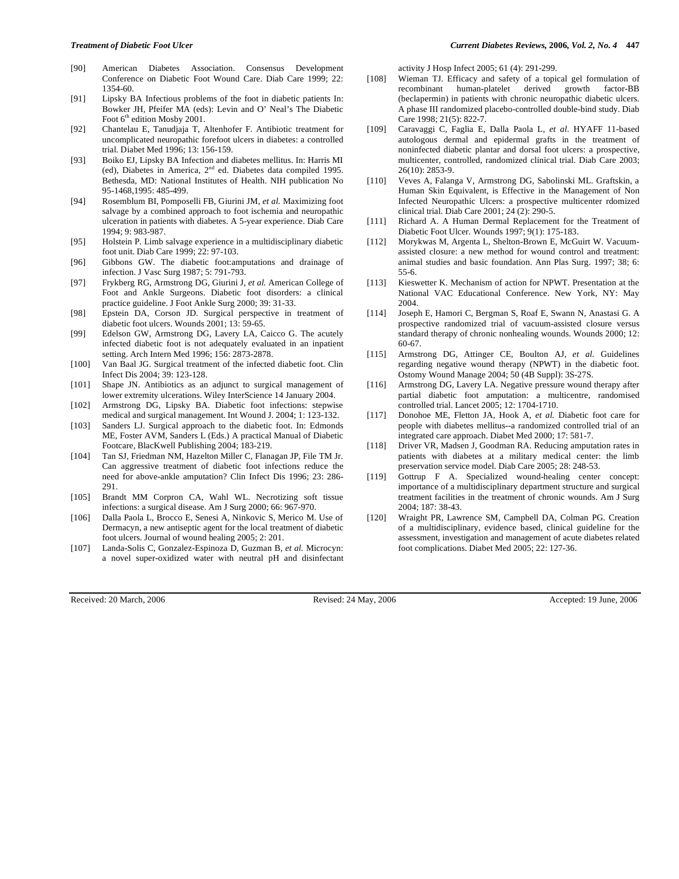[90] American Diabetes Association. Consensus Development Conference on Diabetic Foot Wound Care. Diab Care 1999; 22: 1354-60.

[91] Lipsky BA Infectious problems of the foot in diabetic patients In: Bowker JH, Pfeifer MA (eds): Levin and O' Neal's The Diabetic Foot 6th edition Mosby 2001.

[92] Chantelau E, Tanudjaja T, Altenhofer F. Antibiotic treatment for uncomplicated neuropathic forefoot ulcers in diabetes: a controlled trial. Diabet Med 1996; 13: 156-159.

[93] Boiko EJ, Lipsky BA Infection and diabetes mellitus. In: Harris MI (ed), Diabetes in America, 2nd ed. Diabetes data compiled 1995. Bethesda, MD: National Institutes of Health. NIH publication No 95-1468,1995: 485-499.

[94] Rosemblum BI, Pomposelli FB, Giurini JM, *et al.* Maximizing foot salvage by a combined approach to foot ischemia and neuropathic ulceration in patients with diabetes. A 5-year experience. Diab Care 1994; 9: 983-987.

[95] Holstein P. Limb salvage experience in a multidisciplinary diabetic foot unit. Diab Care 1999; 22: 97-103.

[96] Gibbons GW. The diabetic foot:amputations and drainage of infection. J Vasc Surg 1987; 5: 791-793.

[97] Frykberg RG, Armstrong DG, Giurini J, *et al.* American College of Foot and Ankle Surgeons. Diabetic foot disorders: a clinical practice guideline. J Foot Ankle Surg 2000; 39: 31-33.

[98] Epstein DA, Corson JD. Surgical perspective in treatment of diabetic foot ulcers. Wounds 2001; 13: 59-65.

[99] Edelson GW, Armstrong DG, Lavery LA, Caicco G. The acutely infected diabetic foot is not adequately evaluated in an inpatient setting. Arch Intern Med 1996; 156: 2873-2878.

[100] Van Baal JG. Surgical treatment of the infected diabetic foot. Clin Infect Dis 2004; 39: 123-128.

[101] Shape JN. Antibiotics as an adjunct to surgical management of lower extremity ulcerations. Wiley InterScience 14 January 2004.

[102] Armstrong DG, Lipsky BA. Diabetic foot infections: stepwise medical and surgical management. Int Wound J. 2004; 1: 123-132.

[103] Sanders LJ. Surgical approach to the diabetic foot. In: Edmonds ME, Foster AVM, Sanders L (Eds.) A practical Manual of Diabetic Footcare, BlacKwell Publishing 2004; 183-219.

[104] Tan SJ, Friedman NM, Hazelton Miller C, Flanagan JP, File TM Jr. Can aggressive treatment of diabetic foot infections reduce the need for above-ankle amputation? Clin Infect Dis 1996; 23: 286-291.

[105] Brandt MM Corpron CA, Wahl WL. Necrotizing soft tissue infections: a surgical disease. Am J Surg 2000; 66: 967-970.

[106] Dalla Paola L, Brocco E, Senesi A, Ninkovic S, Merico M. Use of Dermacyn, a new antiseptic agent for the local treatment of diabetic foot ulcers. Journal of wound healing 2005; 2: 201.

[107] Landa-Solis C, Gonzalez-Espinoza D, Guzman B, *et al.* Microcyn: a novel super-oxidized water with neutral pH and disinfectant activity J Hosp Infect 2005; 61 (4): 291-299.

[108] Wieman TJ. Efficacy and safety of a topical gel formulation of recombinant human-platelet derived growth factor-BB (beclapermin) in patients with chronic neuropathic diabetic ulcers. A phase III randomized placebo-controlled double-bind study. Diab Care 1998; 21(5): 822-7.

[109] Caravaggi C, Faglia E, Dalla Paola L, *et al.* HYAFF 11-based autologous dermal and epidermal grafts in the treatment of noninfected diabetic plantar and dorsal foot ulcers: a prospective, multicenter, controlled, randomized clinical trial. Diab Care 2003; 26(10): 2853-9.

[110] Veves A, Falanga V, Armstrong DG, Sabolinski ML. Graftskin, a Human Skin Equivalent, is Effective in the Management of Non Infected Neuropathic Ulcers: a prospective multicenter rdomized clinical trial. Diab Care 2001; 24 (2): 290-5.

[111] Richard A. A Human Dermal Replacement for the Treatment of Diabetic Foot Ulcer. Wounds 1997; 9(1): 175-183.

[112] Morykwas M, Argenta L, Shelton-Brown E, McGuirt W. Vacuum-assisted closure: a new method for wound control and treatment: animal studies and basic foundation. Ann Plas Surg. 1997; 38; 6: 55-6.

[113] Kieswetter K. Mechanism of action for NPWT. Presentation at the National VAC Educational Conference. New York, NY: May 2004.

[114] Joseph E, Hamori C, Bergman S, Roaf E, Swann N, Anastasi G. A prospective randomized trial of vacuum-assisted closure versus standard therapy of chronic nonhealing wounds. Wounds 2000; 12: 60-67.

[115] Armstrong DG, Attinger CE, Boulton AJ, *et al.* Guidelines regarding negative wound therapy (NPWT) in the diabetic foot. Ostomy Wound Manage 2004; 50 (4B Suppl): 3S-27S.

[116] Armstrong DG, Lavery LA. Negative pressure wound therapy after partial diabetic foot amputation: a multicentre, randomised controlled trial. Lancet 2005; 12: 1704-1710.

[117] Donohoe ME, Fletton JA, Hook A, *et al.* Diabetic foot care for people with diabetes mellitus--a randomized controlled trial of an integrated care approach. Diabet Med 2000; 17: 581-7.

[118] Driver VR, Madsen J, Goodman RA. Reducing amputation rates in patients with diabetes at a military medical center: the limb preservation service model. Diab Care 2005; 28: 248-53.

[119] Gottrup F A. Specialized wound-healing center concept: importance of a multidisciplinary department structure and surgical treatment facilities in the treatment of chronic wounds. Am J Surg 2004; 187: 38-43.

[120] Wraight PR, Lawrence SM, Campbell DA, Colman PG. Creation of a multidisciplinary, evidence based, clinical guideline for the assessment, investigation and management of acute diabetes related foot complications. Diabet Med 2005; 22: 127-36.

Received: 20 March, 2006 Revised: 24 May, 2006 Accepted: 19 June, 2006